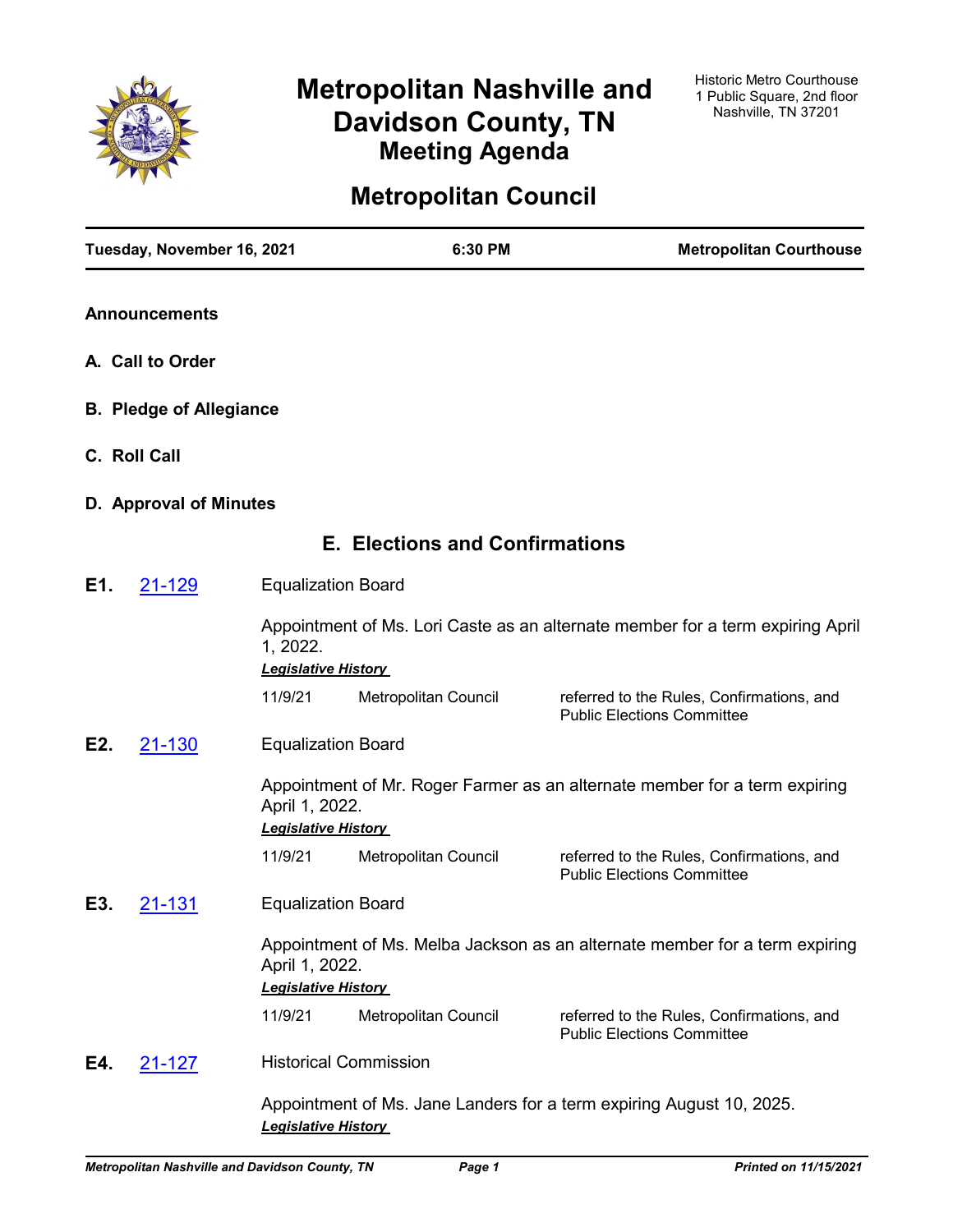# Metropolitan Nashville and Davidson County, TN
## Meeting Agenda

Historic Metro Courthouse
1 Public Square, 2nd floor
Nashville, TN 37201

# Metropolitan Council

**Tuesday, November 16, 2021** | **6:30 PM** | **Metropolitan Courthouse**

**Announcements**

**A. Call to Order**

**B. Pledge of Allegiance**

**C. Roll Call**

**D. Approval of Minutes**

## E. Elections and Confirmations

**E1.** 21-129 Equalization Board

Appointment of Ms. Lori Caste as an alternate member for a term expiring April 1, 2022.

***Legislative History***

| | | |
|---|---|---|
| 11/9/21 | Metropolitan Council | referred to the Rules, Confirmations, and Public Elections Committee |

**E2.** 21-130 Equalization Board

Appointment of Mr. Roger Farmer as an alternate member for a term expiring April 1, 2022.

***Legislative History***

| | | |
|---|---|---|
| 11/9/21 | Metropolitan Council | referred to the Rules, Confirmations, and Public Elections Committee |

**E3.** 21-131 Equalization Board

Appointment of Ms. Melba Jackson as an alternate member for a term expiring April 1, 2022.

***Legislative History***

| | | |
|---|---|---|
| 11/9/21 | Metropolitan Council | referred to the Rules, Confirmations, and Public Elections Committee |

**E4.** 21-127 Historical Commission

Appointment of Ms. Jane Landers for a term expiring August 10, 2025.

***Legislative History***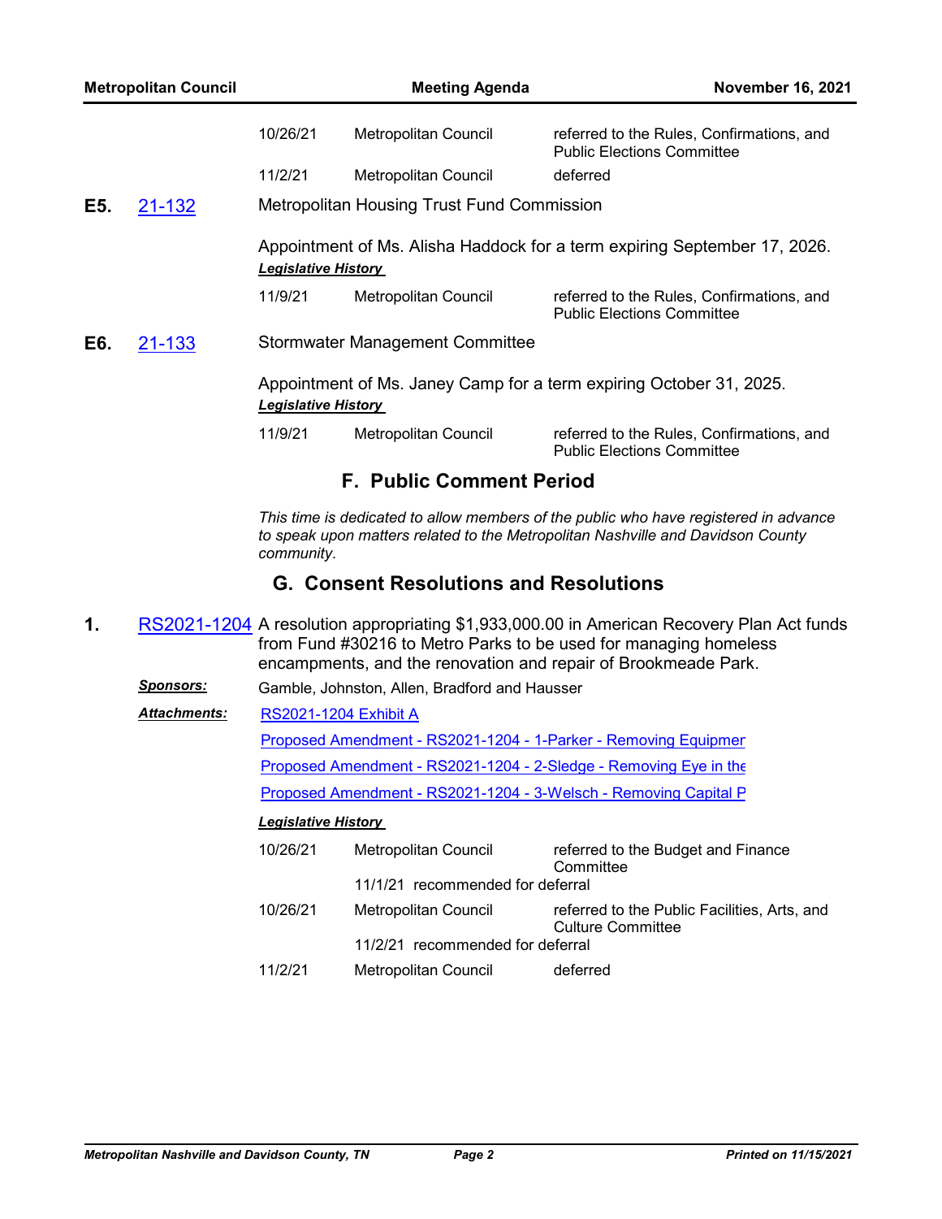| | | |
|---|---|---|
| 10/26/21 | Metropolitan Council | referred to the Rules, Confirmations, and Public Elections Committee |
| 11/2/21 | Metropolitan Council | deferred |

**E5.** [21-132](21-132) Metropolitan Housing Trust Fund Commission

Appointment of Ms. Alisha Haddock for a term expiring September 17, 2026.

***Legislative History***

| | | |
|---|---|---|
| 11/9/21 | Metropolitan Council | referred to the Rules, Confirmations, and Public Elections Committee |

**E6.** [21-133](21-133) Stormwater Management Committee

Appointment of Ms. Janey Camp for a term expiring October 31, 2025.

***Legislative History***

| | | |
|---|---|---|
| 11/9/21 | Metropolitan Council | referred to the Rules, Confirmations, and Public Elections Committee |

## F. Public Comment Period

*This time is dedicated to allow members of the public who have registered in advance to speak upon matters related to the Metropolitan Nashville and Davidson County community.*

## G. Consent Resolutions and Resolutions

**1.** RS2021-1204 A resolution appropriating $1,933,000.00 in American Recovery Plan Act funds from Fund #30216 to Metro Parks to be used for managing homeless encampments, and the renovation and repair of Brookmeade Park.

***Sponsors:*** Gamble, Johnston, Allen, Bradford and Hausser

***Attachments:*** RS2021-1204 Exhibit A

Proposed Amendment - RS2021-1204 - 1-Parker - Removing Equipmer

Proposed Amendment - RS2021-1204 - 2-Sledge - Removing Eye in the

Proposed Amendment - RS2021-1204 - 3-Welsch - Removing Capital P

***Legislative History***

| | | |
|---|---|---|
| 10/26/21 | Metropolitan Council | referred to the Budget and Finance Committee |
| | 11/1/21 recommended for deferral | |
| 10/26/21 | Metropolitan Council | referred to the Public Facilities, Arts, and Culture Committee |
| | 11/2/21 recommended for deferral | |
| 11/2/21 | Metropolitan Council | deferred |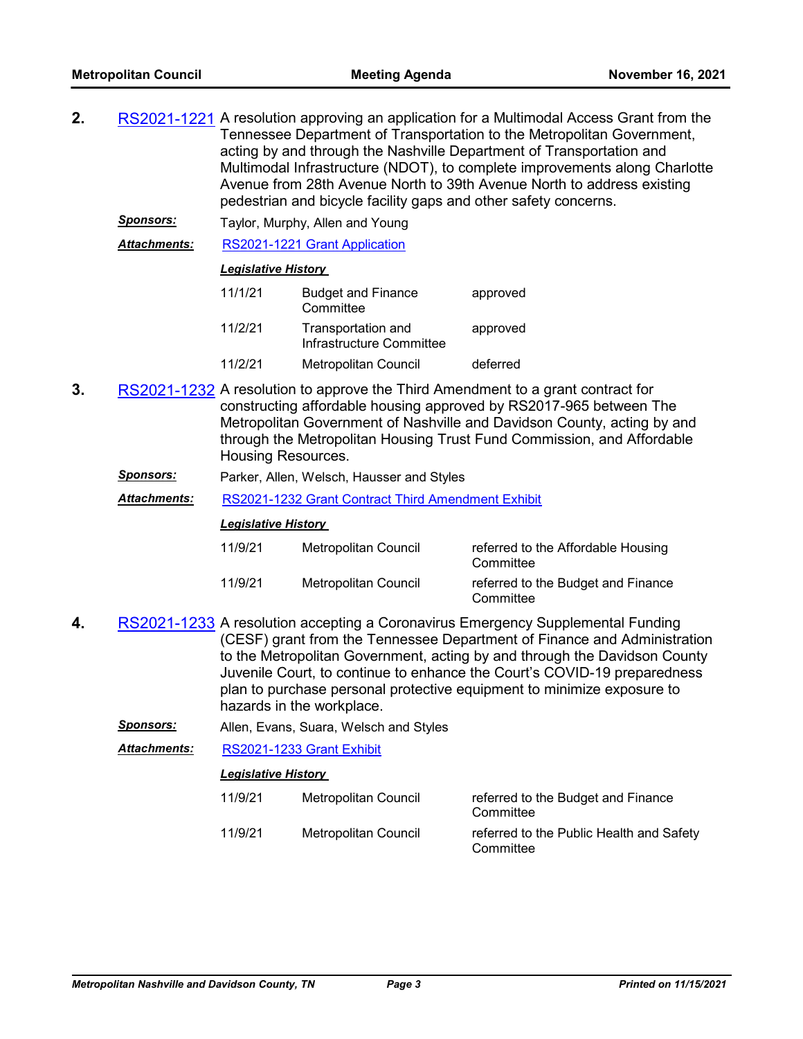**2.** RS2021-1221 A resolution approving an application for a Multimodal Access Grant from the Tennessee Department of Transportation to the Metropolitan Government, acting by and through the Nashville Department of Transportation and Multimodal Infrastructure (NDOT), to complete improvements along Charlotte Avenue from 28th Avenue North to 39th Avenue North to address existing pedestrian and bicycle facility gaps and other safety concerns.

***Sponsors:*** Taylor, Murphy, Allen and Young

***Attachments:*** RS2021-1221 Grant Application

***Legislative History***

| | | |
|---|---|---|
| 11/1/21 | Budget and Finance Committee | approved |
| 11/2/21 | Transportation and Infrastructure Committee | approved |
| 11/2/21 | Metropolitan Council | deferred |

**3.** RS2021-1232 A resolution to approve the Third Amendment to a grant contract for constructing affordable housing approved by RS2017-965 between The Metropolitan Government of Nashville and Davidson County, acting by and through the Metropolitan Housing Trust Fund Commission, and Affordable Housing Resources.

***Sponsors:*** Parker, Allen, Welsch, Hausser and Styles

***Attachments:*** RS2021-1232 Grant Contract Third Amendment Exhibit

***Legislative History***

| | | |
|---|---|---|
| 11/9/21 | Metropolitan Council | referred to the Affordable Housing Committee |
| 11/9/21 | Metropolitan Council | referred to the Budget and Finance Committee |

**4.** RS2021-1233 A resolution accepting a Coronavirus Emergency Supplemental Funding (CESF) grant from the Tennessee Department of Finance and Administration to the Metropolitan Government, acting by and through the Davidson County Juvenile Court, to continue to enhance the Court's COVID-19 preparedness plan to purchase personal protective equipment to minimize exposure to hazards in the workplace.

***Sponsors:*** Allen, Evans, Suara, Welsch and Styles

***Attachments:*** RS2021-1233 Grant Exhibit

***Legislative History***

| | | |
|---|---|---|
| 11/9/21 | Metropolitan Council | referred to the Budget and Finance Committee |
| 11/9/21 | Metropolitan Council | referred to the Public Health and Safety Committee |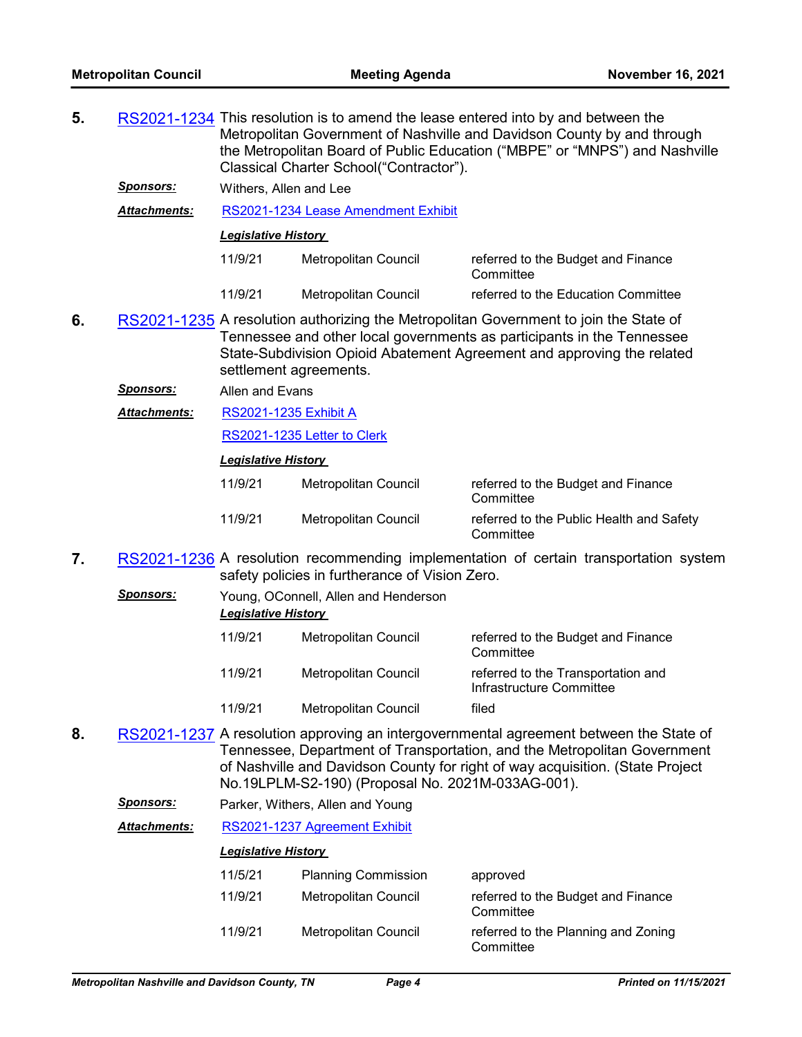**5.** RS2021-1234 This resolution is to amend the lease entered into by and between the Metropolitan Government of Nashville and Davidson County by and through the Metropolitan Board of Public Education ("MBPE" or "MNPS") and Nashville Classical Charter School("Contractor").

***Sponsors:*** Withers, Allen and Lee

***Attachments:*** RS2021-1234 Lease Amendment Exhibit

***Legislative History***

| | | |
|---|---|---|
| 11/9/21 | Metropolitan Council | referred to the Budget and Finance Committee |
| 11/9/21 | Metropolitan Council | referred to the Education Committee |

**6.** RS2021-1235 A resolution authorizing the Metropolitan Government to join the State of Tennessee and other local governments as participants in the Tennessee State-Subdivision Opioid Abatement Agreement and approving the related settlement agreements.

***Sponsors:*** Allen and Evans

***Attachments:*** RS2021-1235 Exhibit A

RS2021-1235 Letter to Clerk

***Legislative History***

| | | |
|---|---|---|
| 11/9/21 | Metropolitan Council | referred to the Budget and Finance Committee |
| 11/9/21 | Metropolitan Council | referred to the Public Health and Safety Committee |

**7.** RS2021-1236 A resolution recommending implementation of certain transportation system safety policies in furtherance of Vision Zero.

***Sponsors:*** Young, OConnell, Allen and Henderson

***Legislative History***

| | | |
|---|---|---|
| 11/9/21 | Metropolitan Council | referred to the Budget and Finance Committee |
| 11/9/21 | Metropolitan Council | referred to the Transportation and Infrastructure Committee |
| 11/9/21 | Metropolitan Council | filed |

**8.** RS2021-1237 A resolution approving an intergovernmental agreement between the State of Tennessee, Department of Transportation, and the Metropolitan Government of Nashville and Davidson County for right of way acquisition. (State Project No.19LPLM-S2-190) (Proposal No. 2021M-033AG-001).

***Sponsors:*** Parker, Withers, Allen and Young

***Attachments:*** RS2021-1237 Agreement Exhibit

***Legislative History***

| | | |
|---|---|---|
| 11/5/21 | Planning Commission | approved |
| 11/9/21 | Metropolitan Council | referred to the Budget and Finance Committee |
| 11/9/21 | Metropolitan Council | referred to the Planning and Zoning Committee |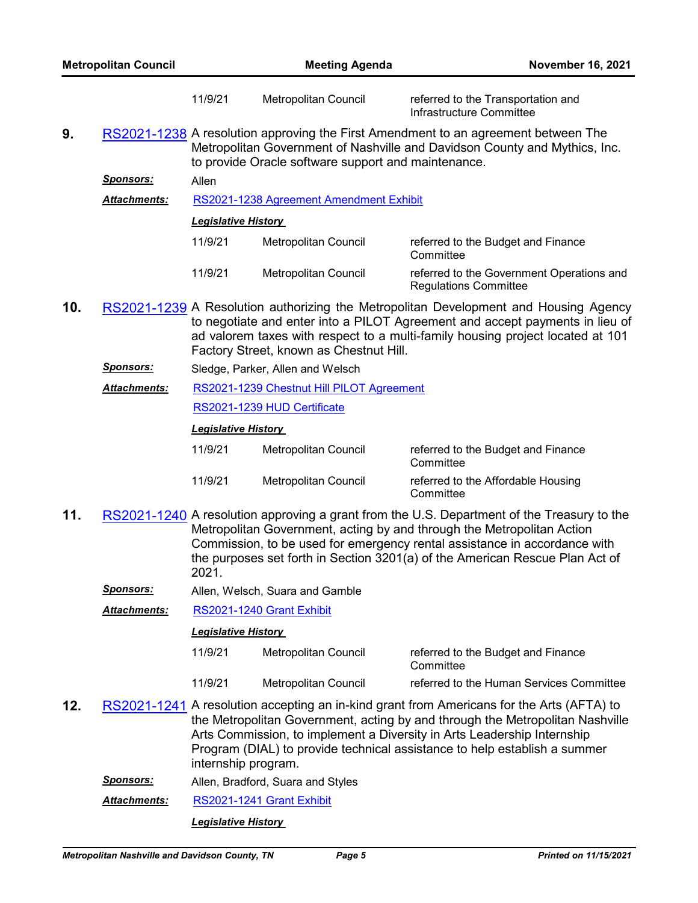| | | |
|---|---|---|
| 11/9/21 | Metropolitan Council | referred to the Transportation and Infrastructure Committee |

**9.** RS2021-1238 A resolution approving the First Amendment to an agreement between The Metropolitan Government of Nashville and Davidson County and Mythics, Inc. to provide Oracle software support and maintenance.

***Sponsors:*** Allen

***Attachments:*** RS2021-1238 Agreement Amendment Exhibit

***Legislative History***

| | | |
|---|---|---|
| 11/9/21 | Metropolitan Council | referred to the Budget and Finance Committee |
| 11/9/21 | Metropolitan Council | referred to the Government Operations and Regulations Committee |

**10.** RS2021-1239 A Resolution authorizing the Metropolitan Development and Housing Agency to negotiate and enter into a PILOT Agreement and accept payments in lieu of ad valorem taxes with respect to a multi-family housing project located at 101 Factory Street, known as Chestnut Hill.

***Sponsors:*** Sledge, Parker, Allen and Welsch

***Attachments:*** RS2021-1239 Chestnut Hill PILOT Agreement

RS2021-1239 HUD Certificate

***Legislative History***

| | | |
|---|---|---|
| 11/9/21 | Metropolitan Council | referred to the Budget and Finance Committee |
| 11/9/21 | Metropolitan Council | referred to the Affordable Housing Committee |

**11.** RS2021-1240 A resolution approving a grant from the U.S. Department of the Treasury to the Metropolitan Government, acting by and through the Metropolitan Action Commission, to be used for emergency rental assistance in accordance with the purposes set forth in Section 3201(a) of the American Rescue Plan Act of 2021.

***Sponsors:*** Allen, Welsch, Suara and Gamble

***Attachments:*** RS2021-1240 Grant Exhibit

***Legislative History***

| | | |
|---|---|---|
| 11/9/21 | Metropolitan Council | referred to the Budget and Finance Committee |
| 11/9/21 | Metropolitan Council | referred to the Human Services Committee |

**12.** RS2021-1241 A resolution accepting an in-kind grant from Americans for the Arts (AFTA) to the Metropolitan Government, acting by and through the Metropolitan Nashville Arts Commission, to implement a Diversity in Arts Leadership Internship Program (DIAL) to provide technical assistance to help establish a summer internship program.

***Sponsors:*** Allen, Bradford, Suara and Styles

***Attachments:*** RS2021-1241 Grant Exhibit

***Legislative History***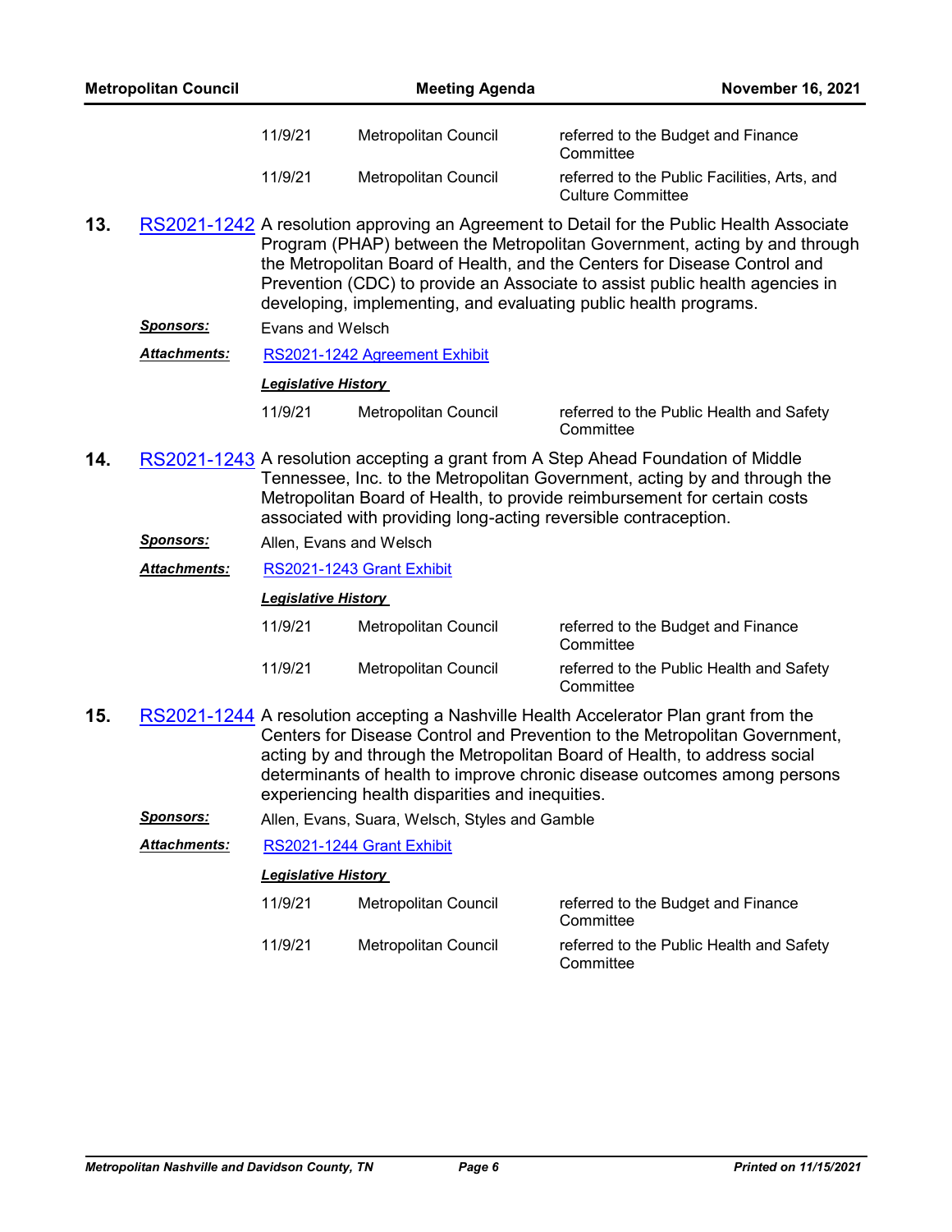| | | |
|---|---|---|
| 11/9/21 | Metropolitan Council | referred to the Budget and Finance Committee |
| 11/9/21 | Metropolitan Council | referred to the Public Facilities, Arts, and Culture Committee |

**13.** RS2021-1242 A resolution approving an Agreement to Detail for the Public Health Associate Program (PHAP) between the Metropolitan Government, acting by and through the Metropolitan Board of Health, and the Centers for Disease Control and Prevention (CDC) to provide an Associate to assist public health agencies in developing, implementing, and evaluating public health programs.

***Sponsors:*** Evans and Welsch

***Attachments:*** RS2021-1242 Agreement Exhibit

***Legislative History***

| | | |
|---|---|---|
| 11/9/21 | Metropolitan Council | referred to the Public Health and Safety Committee |

**14.** RS2021-1243 A resolution accepting a grant from A Step Ahead Foundation of Middle Tennessee, Inc. to the Metropolitan Government, acting by and through the Metropolitan Board of Health, to provide reimbursement for certain costs associated with providing long-acting reversible contraception.

***Sponsors:*** Allen, Evans and Welsch

***Attachments:*** RS2021-1243 Grant Exhibit

***Legislative History***

| | | |
|---|---|---|
| 11/9/21 | Metropolitan Council | referred to the Budget and Finance Committee |
| 11/9/21 | Metropolitan Council | referred to the Public Health and Safety Committee |

**15.** RS2021-1244 A resolution accepting a Nashville Health Accelerator Plan grant from the Centers for Disease Control and Prevention to the Metropolitan Government, acting by and through the Metropolitan Board of Health, to address social determinants of health to improve chronic disease outcomes among persons experiencing health disparities and inequities.

***Sponsors:*** Allen, Evans, Suara, Welsch, Styles and Gamble

***Attachments:*** RS2021-1244 Grant Exhibit

***Legislative History***

| | | |
|---|---|---|
| 11/9/21 | Metropolitan Council | referred to the Budget and Finance Committee |
| 11/9/21 | Metropolitan Council | referred to the Public Health and Safety Committee |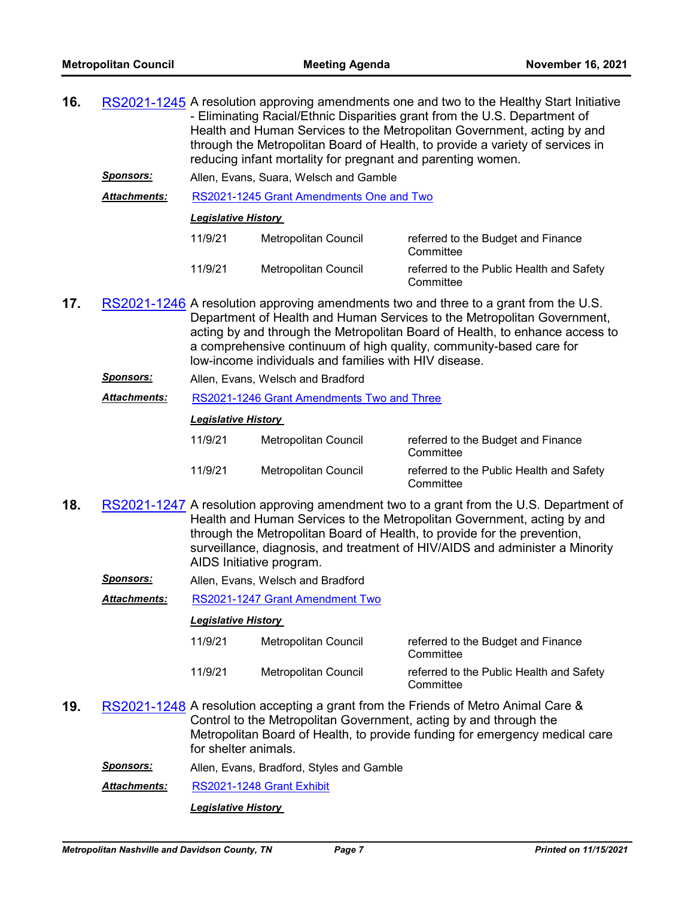**16.** RS2021-1245 A resolution approving amendments one and two to the Healthy Start Initiative - Eliminating Racial/Ethnic Disparities grant from the U.S. Department of Health and Human Services to the Metropolitan Government, acting by and through the Metropolitan Board of Health, to provide a variety of services in reducing infant mortality for pregnant and parenting women.

***Sponsors:*** Allen, Evans, Suara, Welsch and Gamble

***Attachments:*** RS2021-1245 Grant Amendments One and Two

***Legislative History***

| | | |
|---|---|---|
| 11/9/21 | Metropolitan Council | referred to the Budget and Finance Committee |
| 11/9/21 | Metropolitan Council | referred to the Public Health and Safety Committee |

**17.** RS2021-1246 A resolution approving amendments two and three to a grant from the U.S. Department of Health and Human Services to the Metropolitan Government, acting by and through the Metropolitan Board of Health, to enhance access to a comprehensive continuum of high quality, community-based care for low-income individuals and families with HIV disease.

***Sponsors:*** Allen, Evans, Welsch and Bradford

***Attachments:*** RS2021-1246 Grant Amendments Two and Three

***Legislative History***

| | | |
|---|---|---|
| 11/9/21 | Metropolitan Council | referred to the Budget and Finance Committee |
| 11/9/21 | Metropolitan Council | referred to the Public Health and Safety Committee |

**18.** RS2021-1247 A resolution approving amendment two to a grant from the U.S. Department of Health and Human Services to the Metropolitan Government, acting by and through the Metropolitan Board of Health, to provide for the prevention, surveillance, diagnosis, and treatment of HIV/AIDS and administer a Minority AIDS Initiative program.

***Sponsors:*** Allen, Evans, Welsch and Bradford

***Attachments:*** RS2021-1247 Grant Amendment Two

***Legislative History***

| | | |
|---|---|---|
| 11/9/21 | Metropolitan Council | referred to the Budget and Finance Committee |
| 11/9/21 | Metropolitan Council | referred to the Public Health and Safety Committee |

**19.** RS2021-1248 A resolution accepting a grant from the Friends of Metro Animal Care & Control to the Metropolitan Government, acting by and through the Metropolitan Board of Health, to provide funding for emergency medical care for shelter animals.

***Sponsors:*** Allen, Evans, Bradford, Styles and Gamble

***Attachments:*** RS2021-1248 Grant Exhibit

***Legislative History***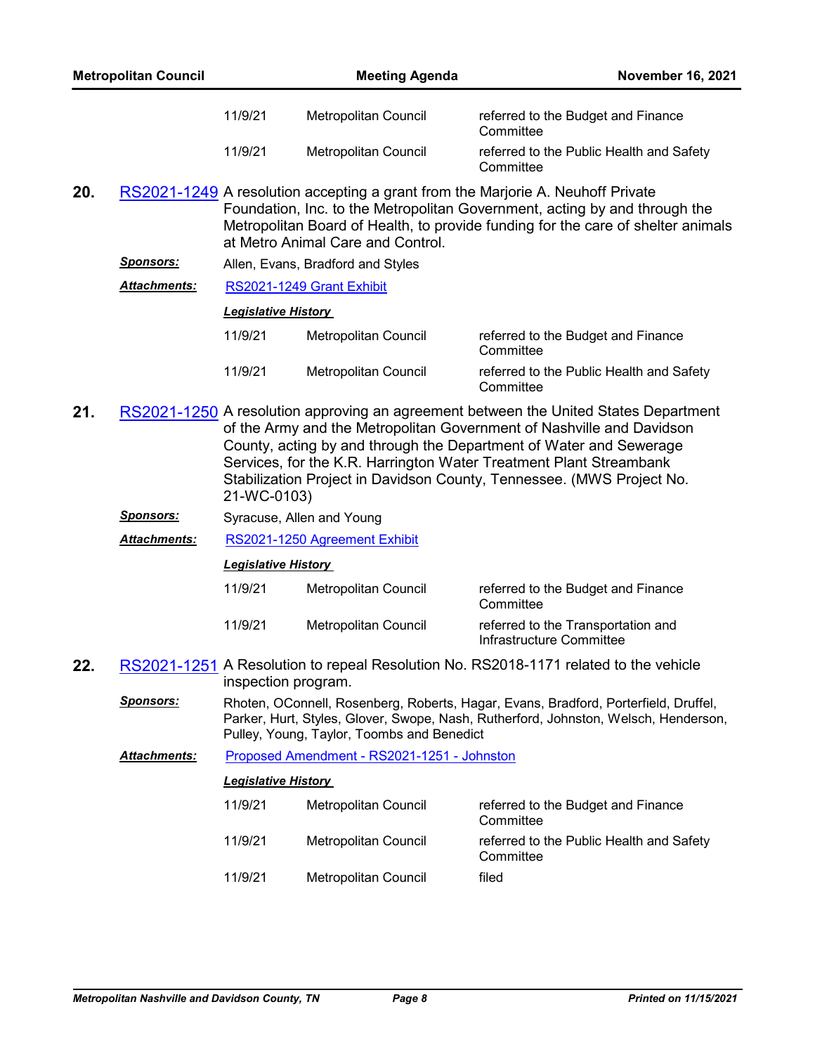| | | |
|---|---|---|
| 11/9/21 | Metropolitan Council | referred to the Budget and Finance Committee |
| 11/9/21 | Metropolitan Council | referred to the Public Health and Safety Committee |

**20.** RS2021-1249 A resolution accepting a grant from the Marjorie A. Neuhoff Private Foundation, Inc. to the Metropolitan Government, acting by and through the Metropolitan Board of Health, to provide funding for the care of shelter animals at Metro Animal Care and Control.

***Sponsors:*** Allen, Evans, Bradford and Styles

***Attachments:*** RS2021-1249 Grant Exhibit

***Legislative History***

| | | |
|---|---|---|
| 11/9/21 | Metropolitan Council | referred to the Budget and Finance Committee |
| 11/9/21 | Metropolitan Council | referred to the Public Health and Safety Committee |

**21.** RS2021-1250 A resolution approving an agreement between the United States Department of the Army and the Metropolitan Government of Nashville and Davidson County, acting by and through the Department of Water and Sewerage Services, for the K.R. Harrington Water Treatment Plant Streambank Stabilization Project in Davidson County, Tennessee. (MWS Project No. 21-WC-0103)

***Sponsors:*** Syracuse, Allen and Young

***Attachments:*** RS2021-1250 Agreement Exhibit

***Legislative History***

| | | |
|---|---|---|
| 11/9/21 | Metropolitan Council | referred to the Budget and Finance Committee |
| 11/9/21 | Metropolitan Council | referred to the Transportation and Infrastructure Committee |

**22.** RS2021-1251 A Resolution to repeal Resolution No. RS2018-1171 related to the vehicle inspection program.

***Sponsors:*** Rhoten, OConnell, Rosenberg, Roberts, Hagar, Evans, Bradford, Porterfield, Druffel, Parker, Hurt, Styles, Glover, Swope, Nash, Rutherford, Johnston, Welsch, Henderson, Pulley, Young, Taylor, Toombs and Benedict

***Attachments:*** Proposed Amendment - RS2021-1251 - Johnston

***Legislative History***

| | | |
|---|---|---|
| 11/9/21 | Metropolitan Council | referred to the Budget and Finance Committee |
| 11/9/21 | Metropolitan Council | referred to the Public Health and Safety Committee |
| 11/9/21 | Metropolitan Council | filed |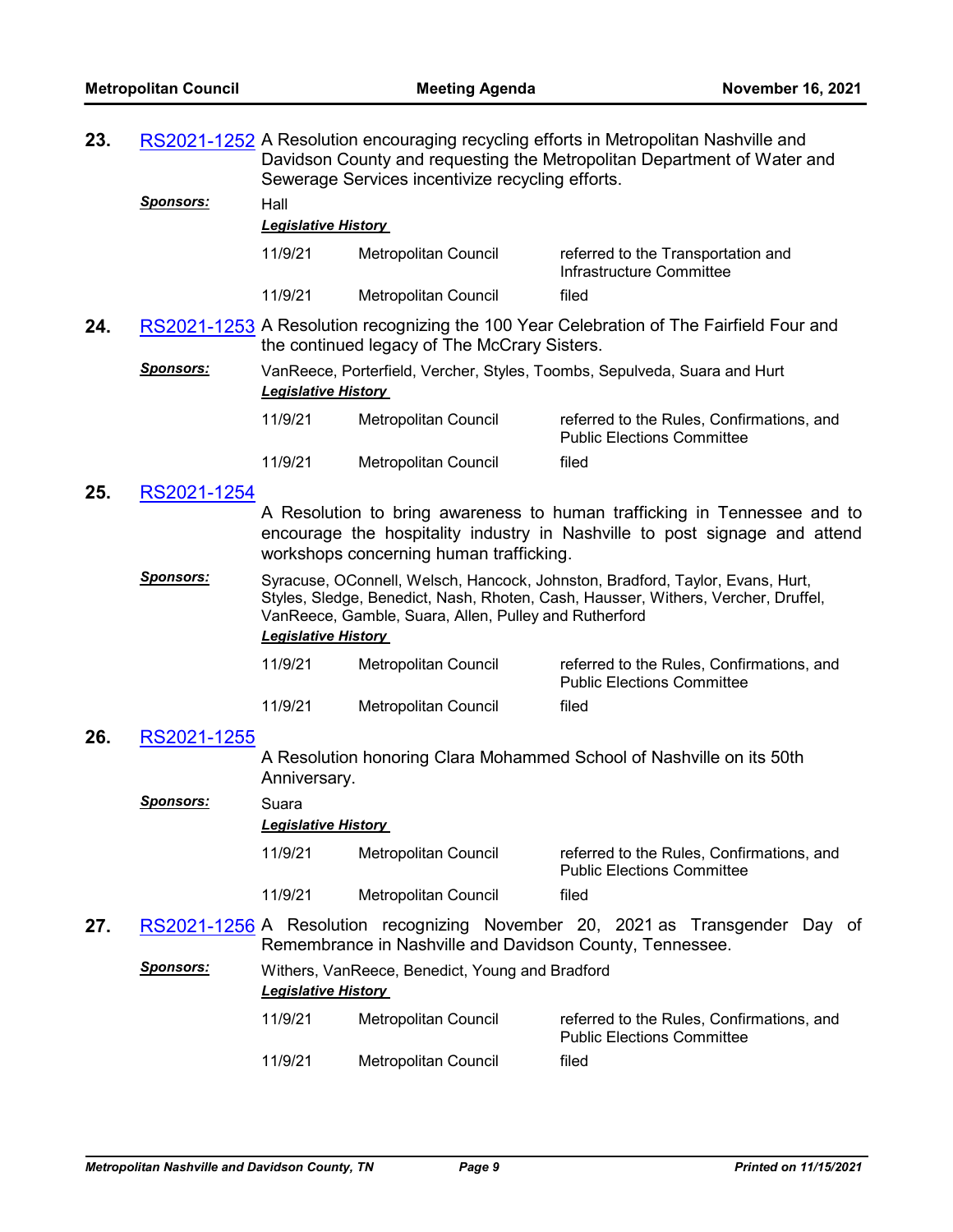**23.** RS2021-1252 A Resolution encouraging recycling efforts in Metropolitan Nashville and Davidson County and requesting the Metropolitan Department of Water and Sewerage Services incentivize recycling efforts.

***Sponsors:*** Hall

***Legislative History***

| | | |
|---|---|---|
| 11/9/21 | Metropolitan Council | referred to the Transportation and Infrastructure Committee |
| 11/9/21 | Metropolitan Council | filed |

**24.** RS2021-1253 A Resolution recognizing the 100 Year Celebration of The Fairfield Four and the continued legacy of The McCrary Sisters.

***Sponsors:*** VanReece, Porterfield, Vercher, Styles, Toombs, Sepulveda, Suara and Hurt

***Legislative History***

| | | |
|---|---|---|
| 11/9/21 | Metropolitan Council | referred to the Rules, Confirmations, and Public Elections Committee |
| 11/9/21 | Metropolitan Council | filed |

**25.** RS2021-1254

A Resolution to bring awareness to human trafficking in Tennessee and to encourage the hospitality industry in Nashville to post signage and attend workshops concerning human trafficking.

***Sponsors:*** Syracuse, OConnell, Welsch, Hancock, Johnston, Bradford, Taylor, Evans, Hurt, Styles, Sledge, Benedict, Nash, Rhoten, Cash, Hausser, Withers, Vercher, Druffel, VanReece, Gamble, Suara, Allen, Pulley and Rutherford

***Legislative History***

| | | |
|---|---|---|
| 11/9/21 | Metropolitan Council | referred to the Rules, Confirmations, and Public Elections Committee |
| 11/9/21 | Metropolitan Council | filed |

**26.** RS2021-1255

A Resolution honoring Clara Mohammed School of Nashville on its 50th Anniversary.

***Sponsors:*** Suara

***Legislative History***

| | | |
|---|---|---|
| 11/9/21 | Metropolitan Council | referred to the Rules, Confirmations, and Public Elections Committee |
| 11/9/21 | Metropolitan Council | filed |

**27.** RS2021-1256 A Resolution recognizing November 20, 2021 as Transgender Day of Remembrance in Nashville and Davidson County, Tennessee.

***Sponsors:*** Withers, VanReece, Benedict, Young and Bradford

***Legislative History***

| | | |
|---|---|---|
| 11/9/21 | Metropolitan Council | referred to the Rules, Confirmations, and Public Elections Committee |
| 11/9/21 | Metropolitan Council | filed |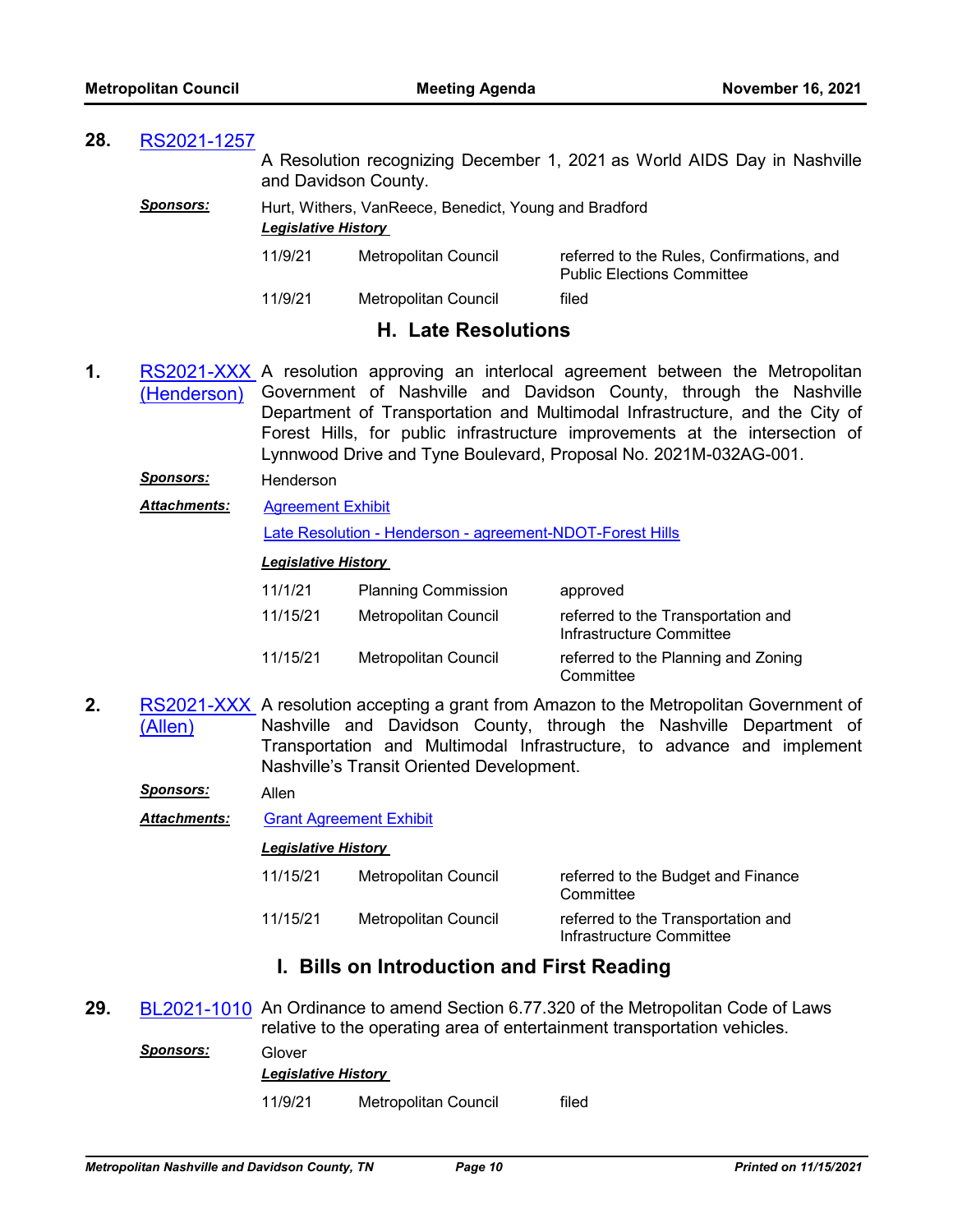**28.** RS2021-1257

A Resolution recognizing December 1, 2021 as World AIDS Day in Nashville and Davidson County.

***Sponsors:*** Hurt, Withers, VanReece, Benedict, Young and Bradford

***Legislative History***

| | | |
|---|---|---|
| 11/9/21 | Metropolitan Council | referred to the Rules, Confirmations, and Public Elections Committee |
| 11/9/21 | Metropolitan Council | filed |

## H. Late Resolutions

**1.** RS2021-XXX (Henderson)

A resolution approving an interlocal agreement between the Metropolitan Government of Nashville and Davidson County, through the Nashville Department of Transportation and Multimodal Infrastructure, and the City of Forest Hills, for public infrastructure improvements at the intersection of Lynnwood Drive and Tyne Boulevard, Proposal No. 2021M-032AG-001.

***Sponsors:*** Henderson

***Attachments:*** Agreement Exhibit

Late Resolution - Henderson - agreement-NDOT-Forest Hills

***Legislative History***

| | | |
|---|---|---|
| 11/1/21 | Planning Commission | approved |
| 11/15/21 | Metropolitan Council | referred to the Transportation and Infrastructure Committee |
| 11/15/21 | Metropolitan Council | referred to the Planning and Zoning Committee |

**2.** RS2021-XXX (Allen)

A resolution accepting a grant from Amazon to the Metropolitan Government of Nashville and Davidson County, through the Nashville Department of Transportation and Multimodal Infrastructure, to advance and implement Nashville's Transit Oriented Development.

***Sponsors:*** Allen

***Attachments:*** Grant Agreement Exhibit

***Legislative History***

| | | |
|---|---|---|
| 11/15/21 | Metropolitan Council | referred to the Budget and Finance Committee |
| 11/15/21 | Metropolitan Council | referred to the Transportation and Infrastructure Committee |

## I. Bills on Introduction and First Reading

**29.** BL2021-1010

An Ordinance to amend Section 6.77.320 of the Metropolitan Code of Laws relative to the operating area of entertainment transportation vehicles.

***Sponsors:*** Glover

***Legislative History***

| | | |
|---|---|---|
| 11/9/21 | Metropolitan Council | filed |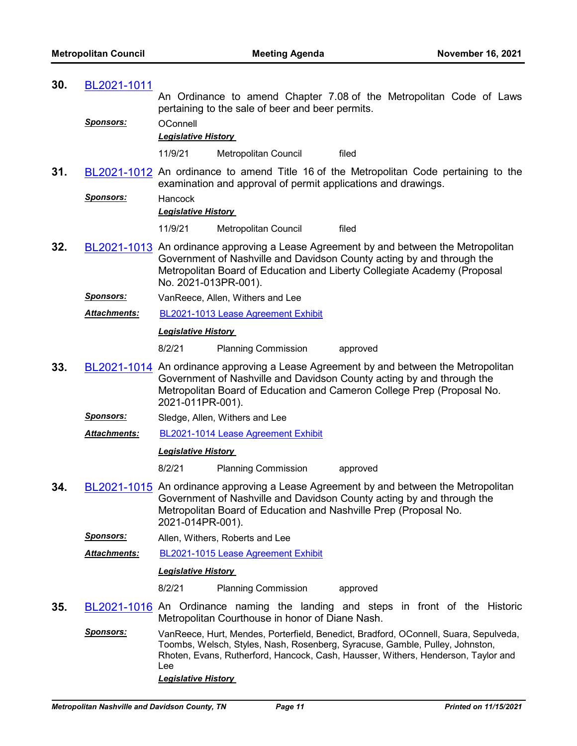**30.** BL2021-1011

An Ordinance to amend Chapter 7.08 of the Metropolitan Code of Laws pertaining to the sale of beer and beer permits.

***Sponsors:*** OConnell

***Legislative History***

| | | |
|---|---|---|
| 11/9/21 | Metropolitan Council | filed |

**31.** BL2021-1012

An ordinance to amend Title 16 of the Metropolitan Code pertaining to the examination and approval of permit applications and drawings.

***Sponsors:*** Hancock

***Legislative History***

| | | |
|---|---|---|
| 11/9/21 | Metropolitan Council | filed |

**32.** BL2021-1013

An ordinance approving a Lease Agreement by and between the Metropolitan Government of Nashville and Davidson County acting by and through the Metropolitan Board of Education and Liberty Collegiate Academy (Proposal No. 2021-013PR-001).

***Sponsors:*** VanReece, Allen, Withers and Lee

***Attachments:*** BL2021-1013 Lease Agreement Exhibit

***Legislative History***

| | | |
|---|---|---|
| 8/2/21 | Planning Commission | approved |

**33.** BL2021-1014

An ordinance approving a Lease Agreement by and between the Metropolitan Government of Nashville and Davidson County acting by and through the Metropolitan Board of Education and Cameron College Prep (Proposal No. 2021-011PR-001).

***Sponsors:*** Sledge, Allen, Withers and Lee

***Attachments:*** BL2021-1014 Lease Agreement Exhibit

***Legislative History***

| | | |
|---|---|---|
| 8/2/21 | Planning Commission | approved |

**34.** BL2021-1015

An ordinance approving a Lease Agreement by and between the Metropolitan Government of Nashville and Davidson County acting by and through the Metropolitan Board of Education and Nashville Prep (Proposal No. 2021-014PR-001).

***Sponsors:*** Allen, Withers, Roberts and Lee

***Attachments:*** BL2021-1015 Lease Agreement Exhibit

***Legislative History***

| | | |
|---|---|---|
| 8/2/21 | Planning Commission | approved |

**35.** BL2021-1016

An Ordinance naming the landing and steps in front of the Historic Metropolitan Courthouse in honor of Diane Nash.

***Sponsors:*** VanReece, Hurt, Mendes, Porterfield, Benedict, Bradford, OConnell, Suara, Sepulveda, Toombs, Welsch, Styles, Nash, Rosenberg, Syracuse, Gamble, Pulley, Johnston, Rhoten, Evans, Rutherford, Hancock, Cash, Hausser, Withers, Henderson, Taylor and Lee

***Legislative History***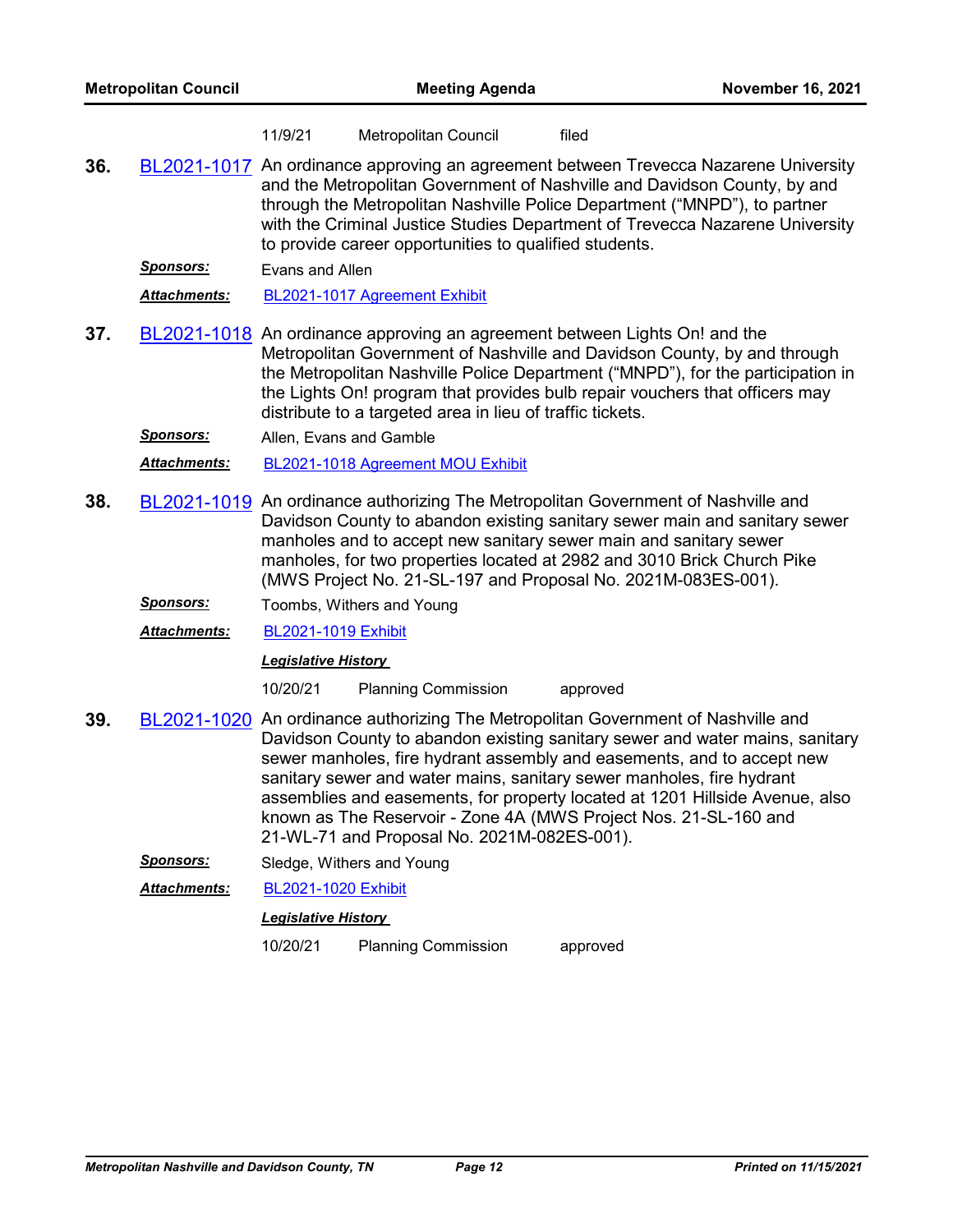11/9/21 Metropolitan Council filed

**36.** BL2021-1017 An ordinance approving an agreement between Trevecca Nazarene University and the Metropolitan Government of Nashville and Davidson County, by and through the Metropolitan Nashville Police Department ("MNPD"), to partner with the Criminal Justice Studies Department of Trevecca Nazarene University to provide career opportunities to qualified students.

***Sponsors:*** Evans and Allen

***Attachments:*** BL2021-1017 Agreement Exhibit

**37.** BL2021-1018 An ordinance approving an agreement between Lights On! and the Metropolitan Government of Nashville and Davidson County, by and through the Metropolitan Nashville Police Department ("MNPD"), for the participation in the Lights On! program that provides bulb repair vouchers that officers may distribute to a targeted area in lieu of traffic tickets.

***Sponsors:*** Allen, Evans and Gamble

***Attachments:*** BL2021-1018 Agreement MOU Exhibit

**38.** BL2021-1019 An ordinance authorizing The Metropolitan Government of Nashville and Davidson County to abandon existing sanitary sewer main and sanitary sewer manholes and to accept new sanitary sewer main and sanitary sewer manholes, for two properties located at 2982 and 3010 Brick Church Pike (MWS Project No. 21-SL-197 and Proposal No. 2021M-083ES-001).

***Sponsors:*** Toombs, Withers and Young

***Attachments:*** BL2021-1019 Exhibit

***Legislative History***

10/20/21 Planning Commission approved

**39.** BL2021-1020 An ordinance authorizing The Metropolitan Government of Nashville and Davidson County to abandon existing sanitary sewer and water mains, sanitary sewer manholes, fire hydrant assembly and easements, and to accept new sanitary sewer and water mains, sanitary sewer manholes, fire hydrant assemblies and easements, for property located at 1201 Hillside Avenue, also known as The Reservoir - Zone 4A (MWS Project Nos. 21-SL-160 and 21-WL-71 and Proposal No. 2021M-082ES-001).

***Sponsors:*** Sledge, Withers and Young

***Attachments:*** BL2021-1020 Exhibit

***Legislative History***

10/20/21 Planning Commission approved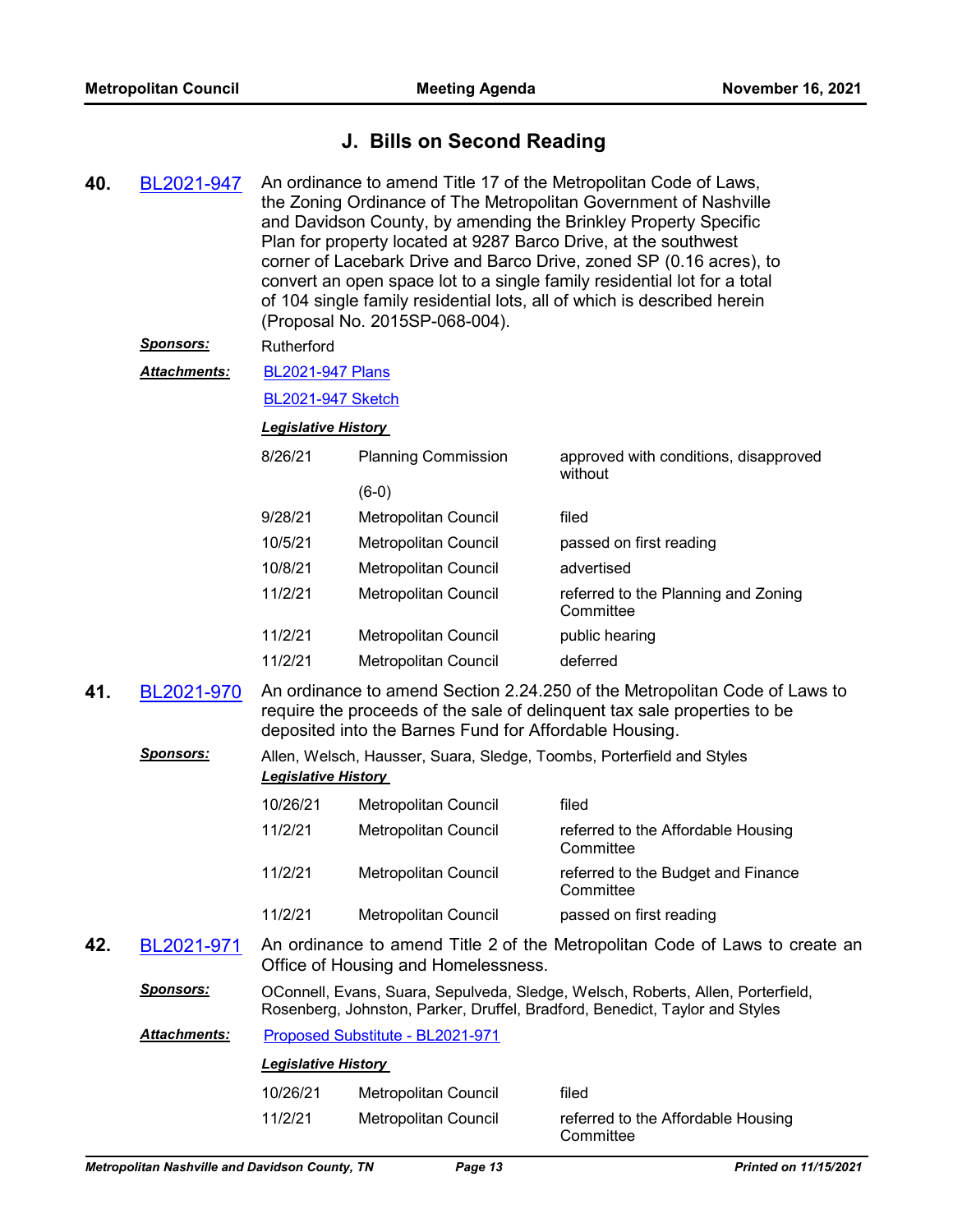## J. Bills on Second Reading

**40.** BL2021-947

An ordinance to amend Title 17 of the Metropolitan Code of Laws, the Zoning Ordinance of The Metropolitan Government of Nashville and Davidson County, by amending the Brinkley Property Specific Plan for property located at 9287 Barco Drive, at the southwest corner of Lacebark Drive and Barco Drive, zoned SP (0.16 acres), to convert an open space lot to a single family residential lot for a total of 104 single family residential lots, all of which is described herein (Proposal No. 2015SP-068-004).

***Sponsors:*** Rutherford

***Attachments:*** BL2021-947 Plans

BL2021-947 Sketch

***Legislative History***

| | | |
|---|---|---|
| 8/26/21 | Planning Commission (6-0) | approved with conditions, disapproved without |
| 9/28/21 | Metropolitan Council | filed |
| 10/5/21 | Metropolitan Council | passed on first reading |
| 10/8/21 | Metropolitan Council | advertised |
| 11/2/21 | Metropolitan Council | referred to the Planning and Zoning Committee |
| 11/2/21 | Metropolitan Council | public hearing |
| 11/2/21 | Metropolitan Council | deferred |

**41.** BL2021-970

An ordinance to amend Section 2.24.250 of the Metropolitan Code of Laws to require the proceeds of the sale of delinquent tax sale properties to be deposited into the Barnes Fund for Affordable Housing.

***Sponsors:*** Allen, Welsch, Hausser, Suara, Sledge, Toombs, Porterfield and Styles

***Legislative History***

| | | |
|---|---|---|
| 10/26/21 | Metropolitan Council | filed |
| 11/2/21 | Metropolitan Council | referred to the Affordable Housing Committee |
| 11/2/21 | Metropolitan Council | referred to the Budget and Finance Committee |
| 11/2/21 | Metropolitan Council | passed on first reading |

**42.** BL2021-971

An ordinance to amend Title 2 of the Metropolitan Code of Laws to create an Office of Housing and Homelessness.

***Sponsors:*** OConnell, Evans, Suara, Sepulveda, Sledge, Welsch, Roberts, Allen, Porterfield, Rosenberg, Johnston, Parker, Druffel, Bradford, Benedict, Taylor and Styles

***Attachments:*** Proposed Substitute - BL2021-971

***Legislative History***

| | | |
|---|---|---|
| 10/26/21 | Metropolitan Council | filed |
| 11/2/21 | Metropolitan Council | referred to the Affordable Housing Committee |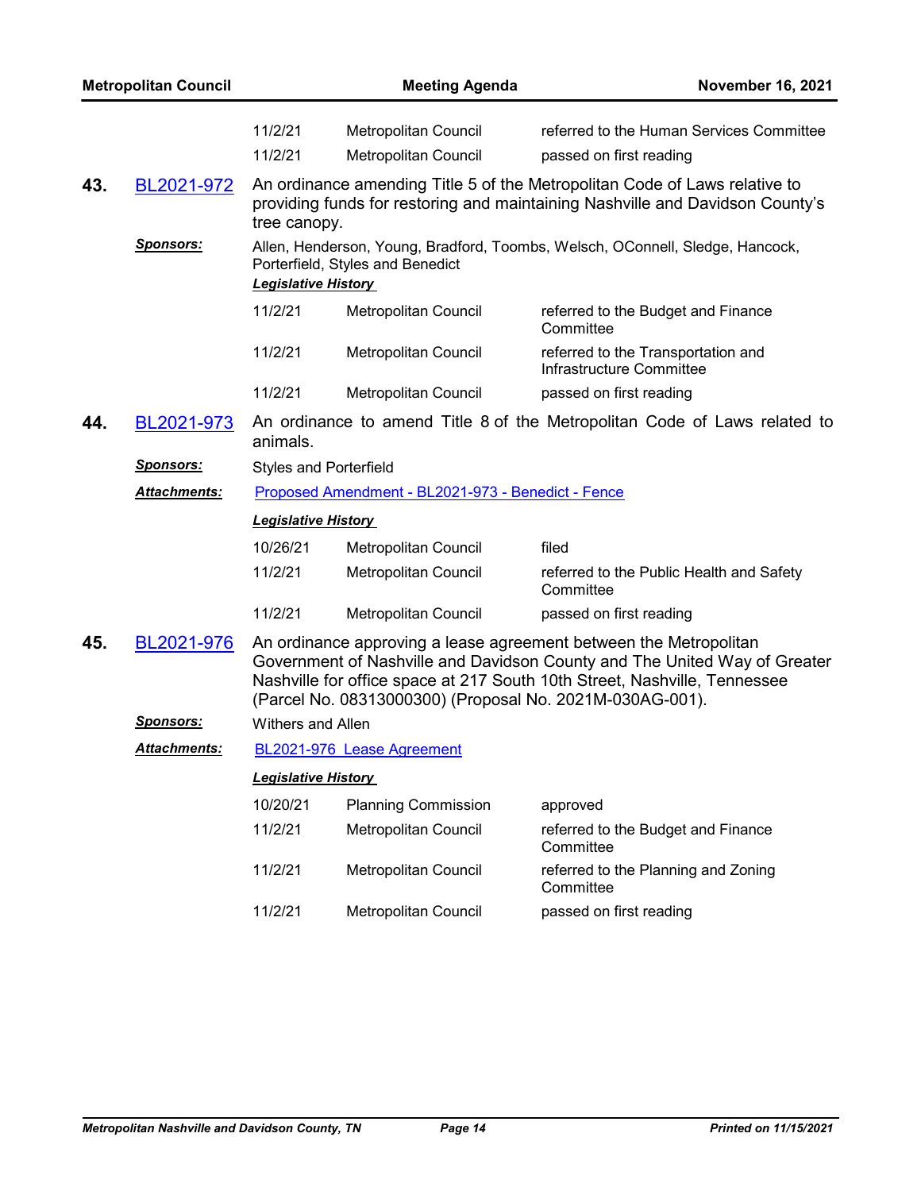| | | |
|---|---|---|
| 11/2/21 | Metropolitan Council | referred to the Human Services Committee |
| 11/2/21 | Metropolitan Council | passed on first reading |

**43.** BL2021-972 An ordinance amending Title 5 of the Metropolitan Code of Laws relative to providing funds for restoring and maintaining Nashville and Davidson County's tree canopy.

***Sponsors:*** Allen, Henderson, Young, Bradford, Toombs, Welsch, OConnell, Sledge, Hancock, Porterfield, Styles and Benedict

***Legislative History***

| | | |
|---|---|---|
| 11/2/21 | Metropolitan Council | referred to the Budget and Finance Committee |
| 11/2/21 | Metropolitan Council | referred to the Transportation and Infrastructure Committee |
| 11/2/21 | Metropolitan Council | passed on first reading |

**44.** BL2021-973 An ordinance to amend Title 8 of the Metropolitan Code of Laws related to animals.

***Sponsors:*** Styles and Porterfield

***Attachments:*** Proposed Amendment - BL2021-973 - Benedict - Fence

***Legislative History***

| | | |
|---|---|---|
| 10/26/21 | Metropolitan Council | filed |
| 11/2/21 | Metropolitan Council | referred to the Public Health and Safety Committee |
| 11/2/21 | Metropolitan Council | passed on first reading |

**45.** BL2021-976 An ordinance approving a lease agreement between the Metropolitan Government of Nashville and Davidson County and The United Way of Greater Nashville for office space at 217 South 10th Street, Nashville, Tennessee (Parcel No. 08313000300) (Proposal No. 2021M-030AG-001).

***Sponsors:*** Withers and Allen

***Attachments:*** BL2021-976 Lease Agreement

***Legislative History***

| | | |
|---|---|---|
| 10/20/21 | Planning Commission | approved |
| 11/2/21 | Metropolitan Council | referred to the Budget and Finance Committee |
| 11/2/21 | Metropolitan Council | referred to the Planning and Zoning Committee |
| 11/2/21 | Metropolitan Council | passed on first reading |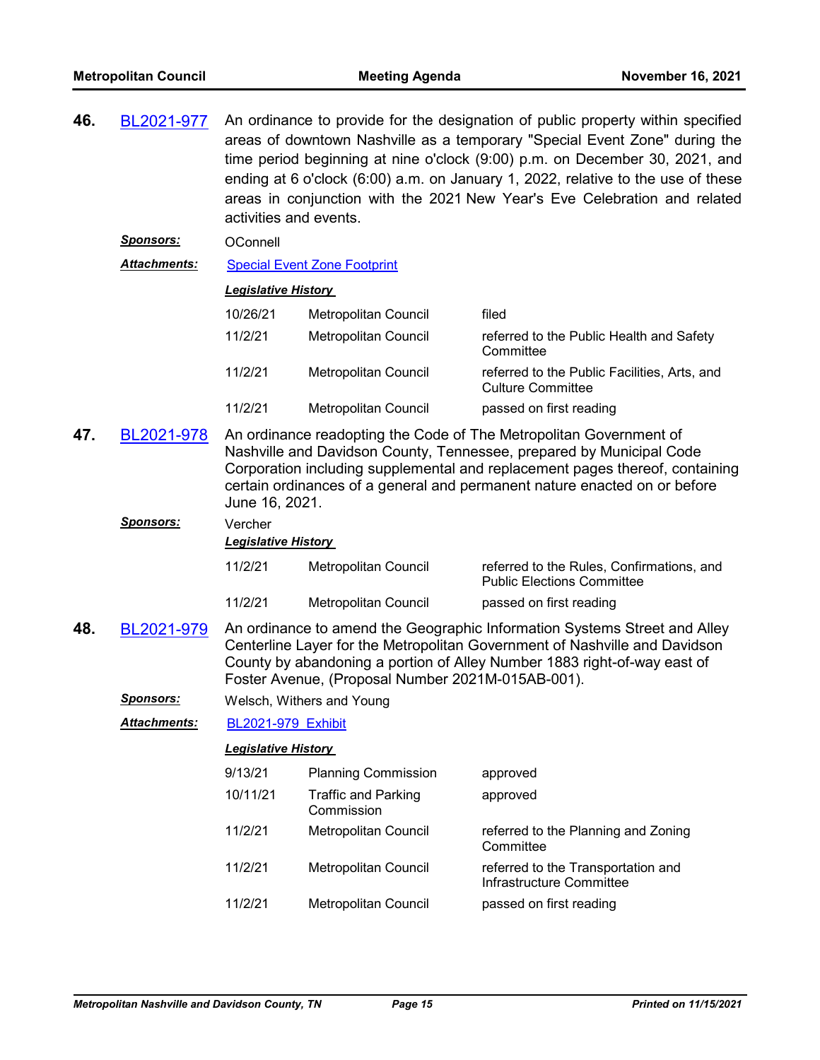**46.** BL2021-977 An ordinance to provide for the designation of public property within specified areas of downtown Nashville as a temporary "Special Event Zone" during the time period beginning at nine o'clock (9:00) p.m. on December 30, 2021, and ending at 6 o'clock (6:00) a.m. on January 1, 2022, relative to the use of these areas in conjunction with the 2021 New Year's Eve Celebration and related activities and events.

***Sponsors:*** OConnell

***Attachments:*** Special Event Zone Footprint

***Legislative History***

| | | |
|---|---|---|
| 10/26/21 | Metropolitan Council | filed |
| 11/2/21 | Metropolitan Council | referred to the Public Health and Safety Committee |
| 11/2/21 | Metropolitan Council | referred to the Public Facilities, Arts, and Culture Committee |
| 11/2/21 | Metropolitan Council | passed on first reading |

**47.** BL2021-978 An ordinance readopting the Code of The Metropolitan Government of Nashville and Davidson County, Tennessee, prepared by Municipal Code Corporation including supplemental and replacement pages thereof, containing certain ordinances of a general and permanent nature enacted on or before June 16, 2021.

***Sponsors:*** Vercher

***Legislative History***

| | | |
|---|---|---|
| 11/2/21 | Metropolitan Council | referred to the Rules, Confirmations, and Public Elections Committee |
| 11/2/21 | Metropolitan Council | passed on first reading |

**48.** BL2021-979 An ordinance to amend the Geographic Information Systems Street and Alley Centerline Layer for the Metropolitan Government of Nashville and Davidson County by abandoning a portion of Alley Number 1883 right-of-way east of Foster Avenue, (Proposal Number 2021M-015AB-001).

***Sponsors:*** Welsch, Withers and Young

***Attachments:*** BL2021-979 Exhibit

***Legislative History***

| | | |
|---|---|---|
| 9/13/21 | Planning Commission | approved |
| 10/11/21 | Traffic and Parking Commission | approved |
| 11/2/21 | Metropolitan Council | referred to the Planning and Zoning Committee |
| 11/2/21 | Metropolitan Council | referred to the Transportation and Infrastructure Committee |
| 11/2/21 | Metropolitan Council | passed on first reading |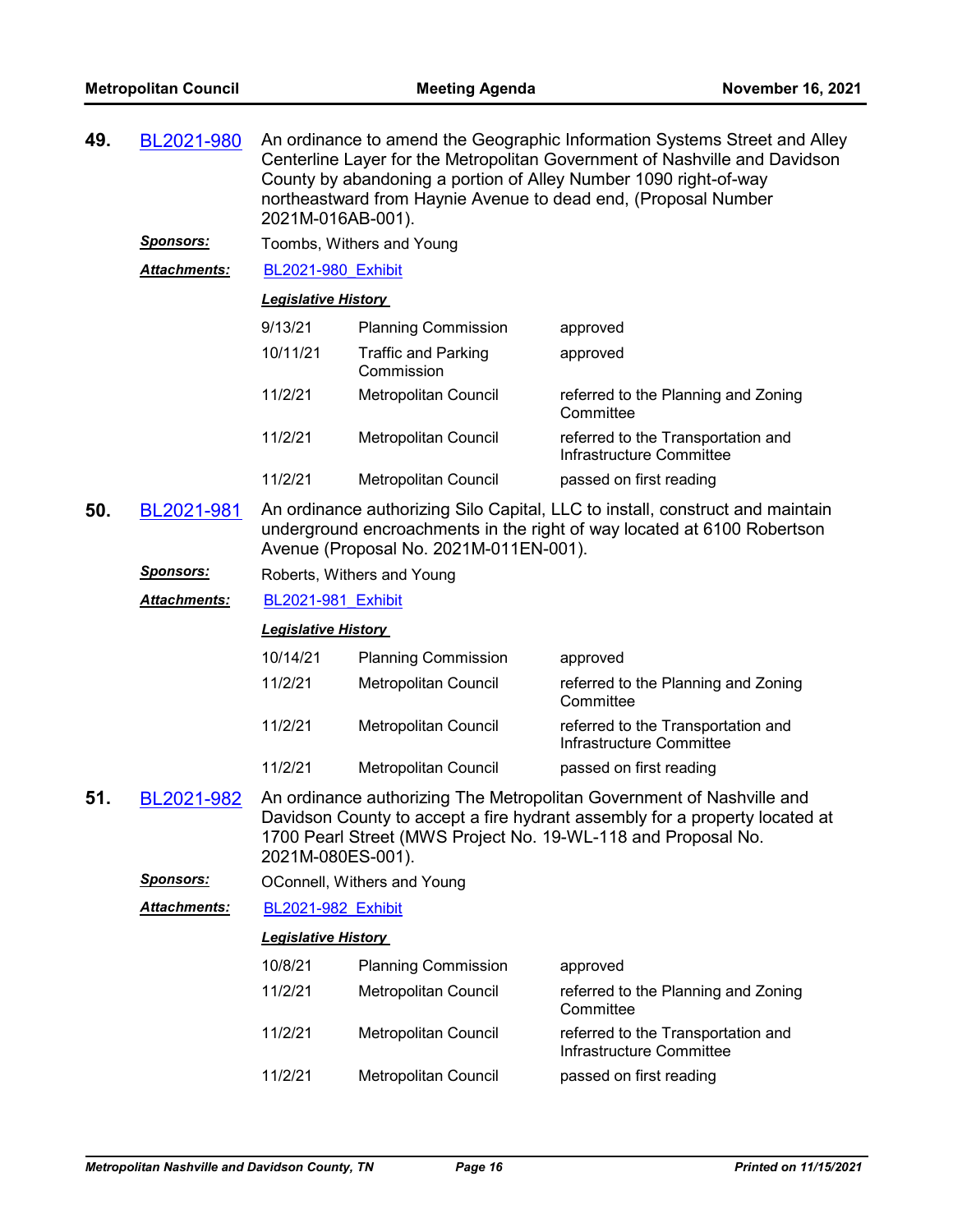**49.** BL2021-980 An ordinance to amend the Geographic Information Systems Street and Alley Centerline Layer for the Metropolitan Government of Nashville and Davidson County by abandoning a portion of Alley Number 1090 right-of-way northeastward from Haynie Avenue to dead end, (Proposal Number 2021M-016AB-001).

***Sponsors:*** Toombs, Withers and Young

***Attachments:*** BL2021-980_Exhibit

***Legislative History***

| | | |
|---|---|---|
| 9/13/21 | Planning Commission | approved |
| 10/11/21 | Traffic and Parking Commission | approved |
| 11/2/21 | Metropolitan Council | referred to the Planning and Zoning Committee |
| 11/2/21 | Metropolitan Council | referred to the Transportation and Infrastructure Committee |
| 11/2/21 | Metropolitan Council | passed on first reading |

**50.** BL2021-981 An ordinance authorizing Silo Capital, LLC to install, construct and maintain underground encroachments in the right of way located at 6100 Robertson Avenue (Proposal No. 2021M-011EN-001).

***Sponsors:*** Roberts, Withers and Young

***Attachments:*** BL2021-981_Exhibit

***Legislative History***

| | | |
|---|---|---|
| 10/14/21 | Planning Commission | approved |
| 11/2/21 | Metropolitan Council | referred to the Planning and Zoning Committee |
| 11/2/21 | Metropolitan Council | referred to the Transportation and Infrastructure Committee |
| 11/2/21 | Metropolitan Council | passed on first reading |

**51.** BL2021-982 An ordinance authorizing The Metropolitan Government of Nashville and Davidson County to accept a fire hydrant assembly for a property located at 1700 Pearl Street (MWS Project No. 19-WL-118 and Proposal No. 2021M-080ES-001).

***Sponsors:*** OConnell, Withers and Young

***Attachments:*** BL2021-982_Exhibit

***Legislative History***

| | | |
|---|---|---|
| 10/8/21 | Planning Commission | approved |
| 11/2/21 | Metropolitan Council | referred to the Planning and Zoning Committee |
| 11/2/21 | Metropolitan Council | referred to the Transportation and Infrastructure Committee |
| 11/2/21 | Metropolitan Council | passed on first reading |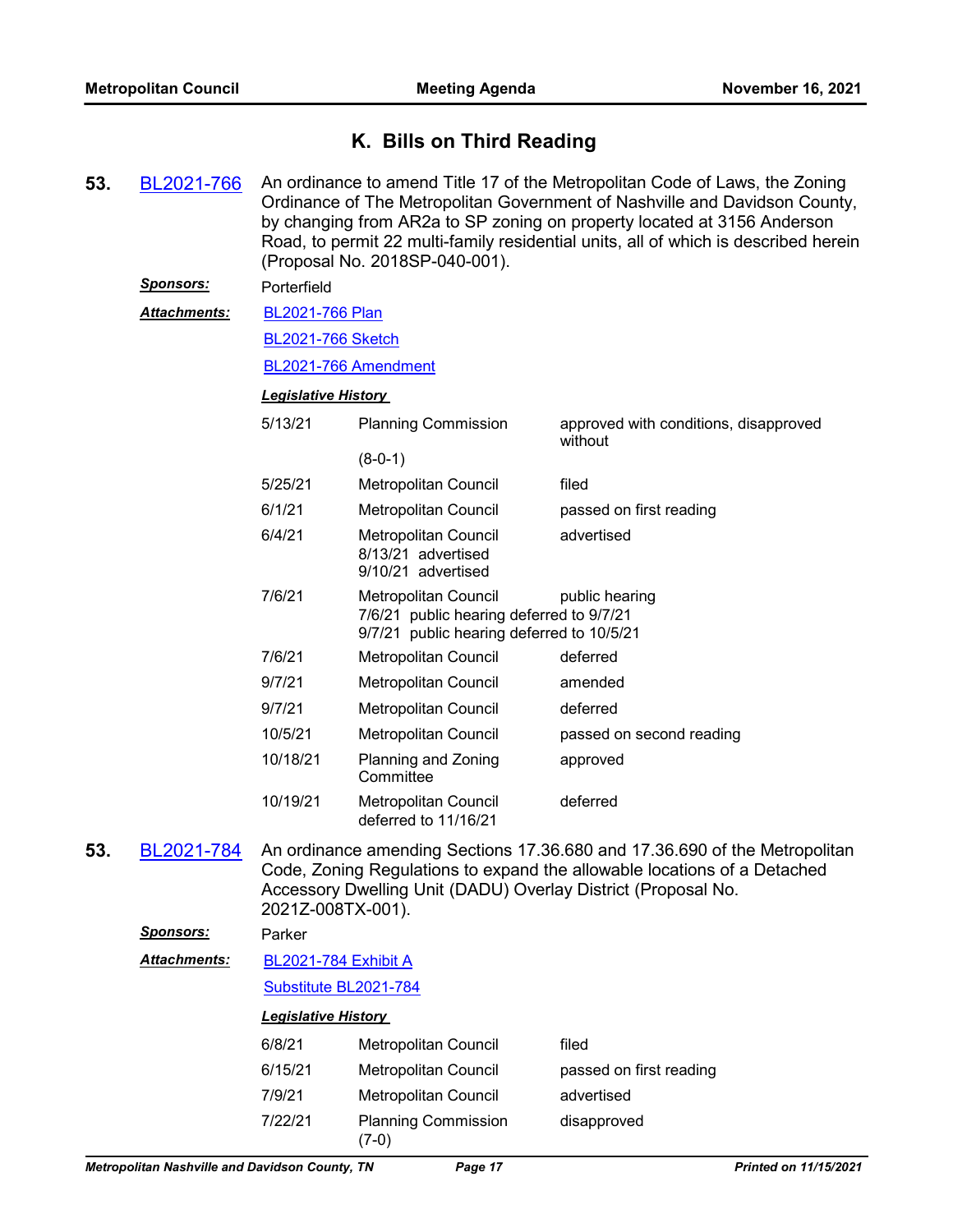## K. Bills on Third Reading

**53.** BL2021-766 An ordinance to amend Title 17 of the Metropolitan Code of Laws, the Zoning Ordinance of The Metropolitan Government of Nashville and Davidson County, by changing from AR2a to SP zoning on property located at 3156 Anderson Road, to permit 22 multi-family residential units, all of which is described herein (Proposal No. 2018SP-040-001).

***Sponsors:*** Porterfield

***Attachments:*** BL2021-766 Plan

BL2021-766 Sketch

BL2021-766 Amendment

***Legislative History***

| | | |
|---|---|---|
| 5/13/21 | Planning Commission (8-0-1) | approved with conditions, disapproved without |
| 5/25/21 | Metropolitan Council | filed |
| 6/1/21 | Metropolitan Council | passed on first reading |
| 6/4/21 | Metropolitan Council 8/13/21 advertised 9/10/21 advertised | advertised |
| 7/6/21 | Metropolitan Council 7/6/21 public hearing deferred to 9/7/21 9/7/21 public hearing deferred to 10/5/21 | public hearing |
| 7/6/21 | Metropolitan Council | deferred |
| 9/7/21 | Metropolitan Council | amended |
| 9/7/21 | Metropolitan Council | deferred |
| 10/5/21 | Metropolitan Council | passed on second reading |
| 10/18/21 | Planning and Zoning Committee | approved |
| 10/19/21 | Metropolitan Council deferred to 11/16/21 | deferred |

**53.** BL2021-784 An ordinance amending Sections 17.36.680 and 17.36.690 of the Metropolitan Code, Zoning Regulations to expand the allowable locations of a Detached Accessory Dwelling Unit (DADU) Overlay District (Proposal No. 2021Z-008TX-001).

***Sponsors:*** Parker

***Attachments:*** BL2021-784 Exhibit A

Substitute BL2021-784

***Legislative History***

| | | |
|---|---|---|
| 6/8/21 | Metropolitan Council | filed |
| 6/15/21 | Metropolitan Council | passed on first reading |
| 7/9/21 | Metropolitan Council | advertised |
| 7/22/21 | Planning Commission (7-0) | disapproved |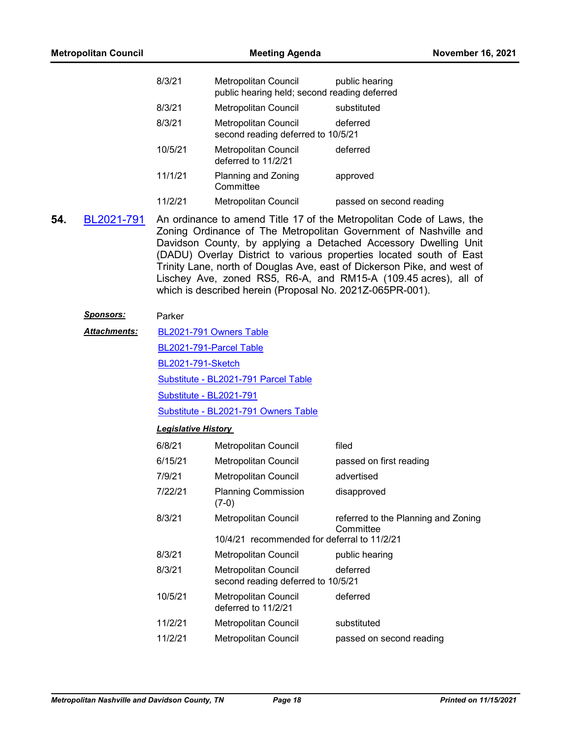| | | |
|---|---|---|
| 8/3/21 | Metropolitan Council<br>public hearing held; second reading deferred | public hearing |
| 8/3/21 | Metropolitan Council | substituted |
| 8/3/21 | Metropolitan Council<br>second reading deferred to 10/5/21 | deferred |
| 10/5/21 | Metropolitan Council<br>deferred to 11/2/21 | deferred |
| 11/1/21 | Planning and Zoning Committee | approved |
| 11/2/21 | Metropolitan Council | passed on second reading |

**54.** BL2021-791 An ordinance to amend Title 17 of the Metropolitan Code of Laws, the Zoning Ordinance of The Metropolitan Government of Nashville and Davidson County, by applying a Detached Accessory Dwelling Unit (DADU) Overlay District to various properties located south of East Trinity Lane, north of Douglas Ave, east of Dickerson Pike, and west of Lischey Ave, zoned RS5, R6-A, and RM15-A (109.45 acres), all of which is described herein (Proposal No. 2021Z-065PR-001).

***Sponsors:*** Parker

***Attachments:***
BL2021-791 Owners Table
BL2021-791-Parcel Table
BL2021-791-Sketch
Substitute - BL2021-791 Parcel Table
Substitute - BL2021-791
Substitute - BL2021-791 Owners Table

***Legislative History***

| | | |
|---|---|---|
| 6/8/21 | Metropolitan Council | filed |
| 6/15/21 | Metropolitan Council | passed on first reading |
| 7/9/21 | Metropolitan Council | advertised |
| 7/22/21 | Planning Commission (7-0) | disapproved |
| 8/3/21 | Metropolitan Council<br>10/4/21 recommended for deferral to 11/2/21 | referred to the Planning and Zoning Committee |
| 8/3/21 | Metropolitan Council | public hearing |
| 8/3/21 | Metropolitan Council<br>second reading deferred to 10/5/21 | deferred |
| 10/5/21 | Metropolitan Council<br>deferred to 11/2/21 | deferred |
| 11/2/21 | Metropolitan Council | substituted |
| 11/2/21 | Metropolitan Council | passed on second reading |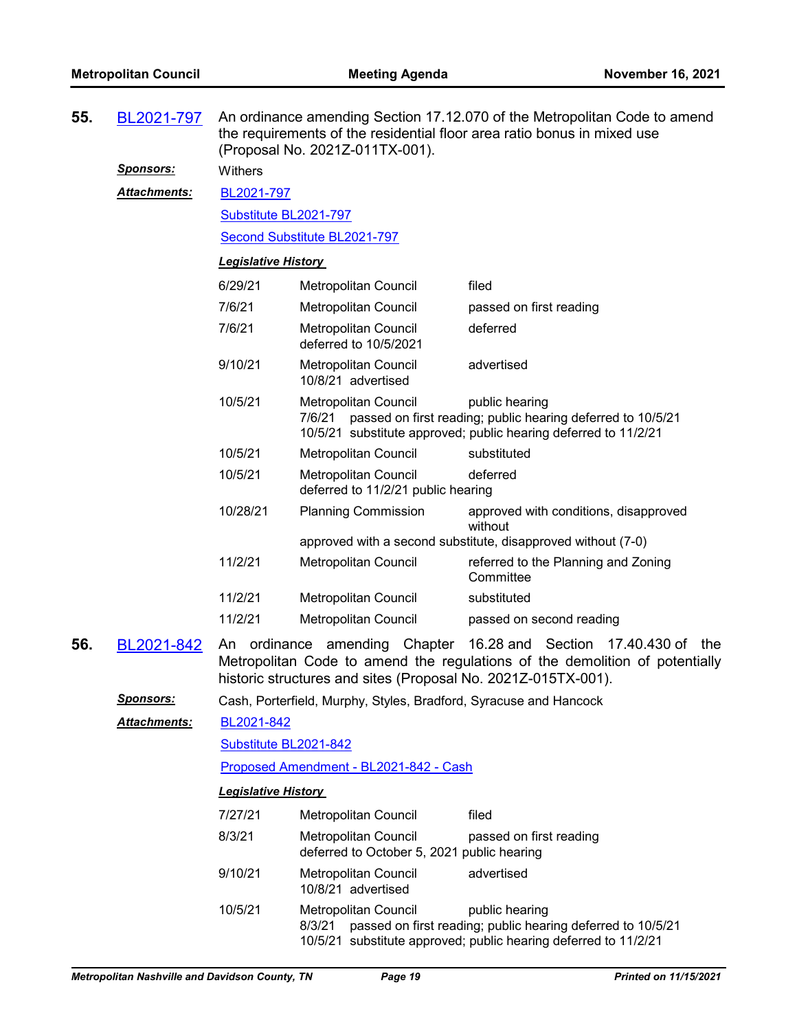**55.** BL2021-797 An ordinance amending Section 17.12.070 of the Metropolitan Code to amend the requirements of the residential floor area ratio bonus in mixed use (Proposal No. 2021Z-011TX-001).

***Sponsors:*** Withers

***Attachments:*** BL2021-797

Substitute BL2021-797

Second Substitute BL2021-797

***Legislative History***

| Date | Body | Action |
|---|---|---|
| 6/29/21 | Metropolitan Council | filed |
| 7/6/21 | Metropolitan Council | passed on first reading |
| 7/6/21 | Metropolitan Council<br>deferred to 10/5/2021 | deferred |
| 9/10/21 | Metropolitan Council<br>10/8/21 advertised | advertised |
| 10/5/21 | Metropolitan Council<br>7/6/21 passed on first reading; public hearing deferred to 10/5/21<br>10/5/21 substitute approved; public hearing deferred to 11/2/21 | public hearing |
| 10/5/21 | Metropolitan Council | substituted |
| 10/5/21 | Metropolitan Council<br>deferred to 11/2/21 public hearing | deferred |
| 10/28/21 | Planning Commission<br>approved with a second substitute, disapproved without (7-0) | approved with conditions, disapproved without |
| 11/2/21 | Metropolitan Council | referred to the Planning and Zoning Committee |
| 11/2/21 | Metropolitan Council | substituted |
| 11/2/21 | Metropolitan Council | passed on second reading |

**56.** BL2021-842 An ordinance amending Chapter 16.28 and Section 17.40.430 of the Metropolitan Code to amend the regulations of the demolition of potentially historic structures and sites (Proposal No. 2021Z-015TX-001).

***Sponsors:*** Cash, Porterfield, Murphy, Styles, Bradford, Syracuse and Hancock

***Attachments:*** BL2021-842

Substitute BL2021-842

Proposed Amendment - BL2021-842 - Cash

***Legislative History***

| Date | Body | Action |
|---|---|---|
| 7/27/21 | Metropolitan Council | filed |
| 8/3/21 | Metropolitan Council<br>deferred to October 5, 2021 public hearing | passed on first reading |
| 9/10/21 | Metropolitan Council<br>10/8/21 advertised | advertised |
| 10/5/21 | Metropolitan Council<br>8/3/21 passed on first reading; public hearing deferred to 10/5/21<br>10/5/21 substitute approved; public hearing deferred to 11/2/21 | public hearing |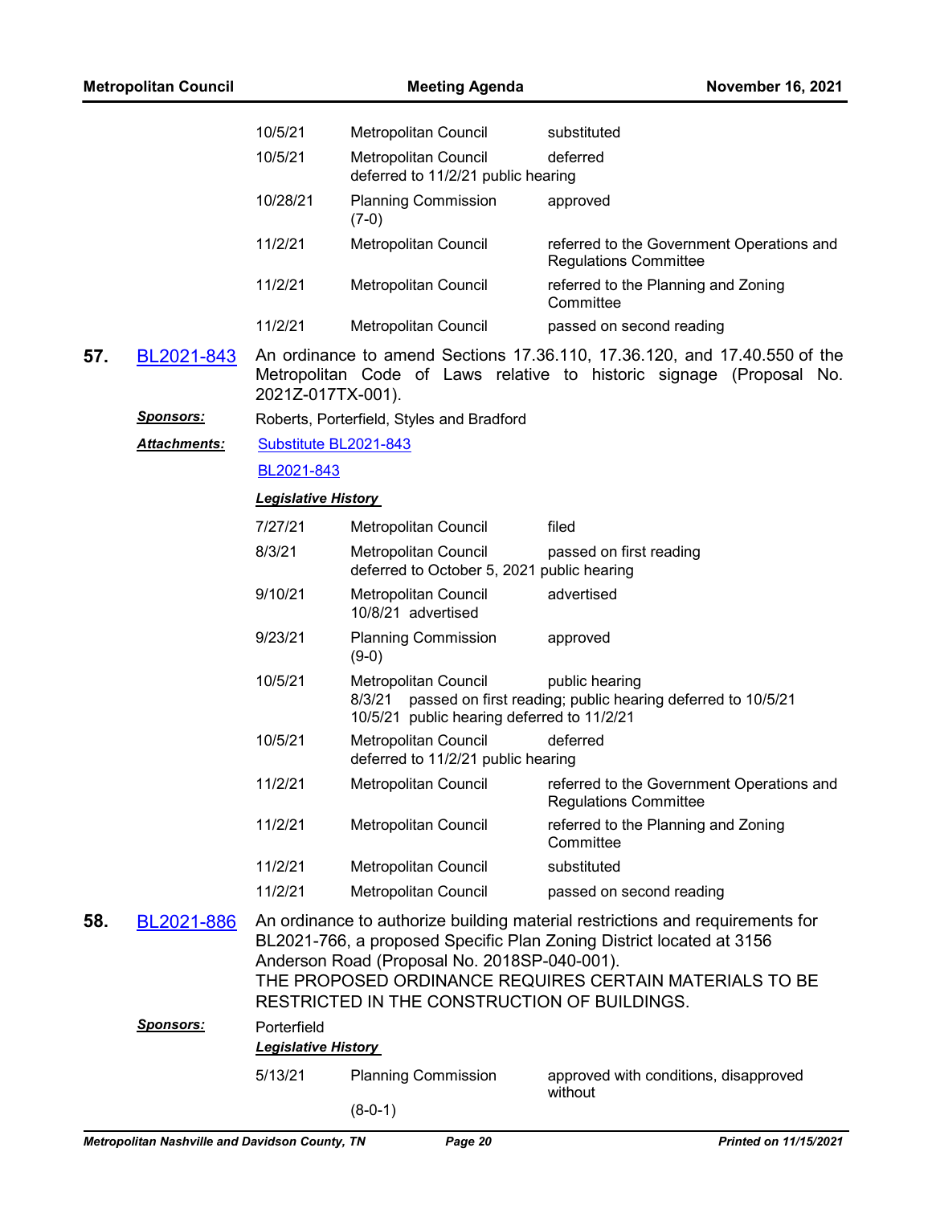| | | |
|---|---|---|
| 10/5/21 | Metropolitan Council | substituted |
| 10/5/21 | Metropolitan Council<br>deferred to 11/2/21 public hearing | deferred |
| 10/28/21 | Planning Commission<br>(7-0) | approved |
| 11/2/21 | Metropolitan Council | referred to the Government Operations and Regulations Committee |
| 11/2/21 | Metropolitan Council | referred to the Planning and Zoning Committee |
| 11/2/21 | Metropolitan Council | passed on second reading |

**57.** BL2021-843 An ordinance to amend Sections 17.36.110, 17.36.120, and 17.40.550 of the Metropolitan Code of Laws relative to historic signage (Proposal No. 2021Z-017TX-001).

***Sponsors:*** Roberts, Porterfield, Styles and Bradford

***Attachments:*** Substitute BL2021-843

BL2021-843

***Legislative History***

| | | |
|---|---|---|
| 7/27/21 | Metropolitan Council | filed |
| 8/3/21 | Metropolitan Council<br>deferred to October 5, 2021 public hearing | passed on first reading |
| 9/10/21 | Metropolitan Council<br>10/8/21 advertised | advertised |
| 9/23/21 | Planning Commission<br>(9-0) | approved |
| 10/5/21 | Metropolitan Council<br>8/3/21 passed on first reading; public hearing deferred to 10/5/21<br>10/5/21 public hearing deferred to 11/2/21 | public hearing |
| 10/5/21 | Metropolitan Council<br>deferred to 11/2/21 public hearing | deferred |
| 11/2/21 | Metropolitan Council | referred to the Government Operations and Regulations Committee |
| 11/2/21 | Metropolitan Council | referred to the Planning and Zoning Committee |
| 11/2/21 | Metropolitan Council | substituted |
| 11/2/21 | Metropolitan Council | passed on second reading |

**58.** BL2021-886 An ordinance to authorize building material restrictions and requirements for BL2021-766, a proposed Specific Plan Zoning District located at 3156 Anderson Road (Proposal No. 2018SP-040-001).
THE PROPOSED ORDINANCE REQUIRES CERTAIN MATERIALS TO BE RESTRICTED IN THE CONSTRUCTION OF BUILDINGS.

***Sponsors:*** Porterfield

***Legislative History***

| | | |
|---|---|---|
| 5/13/21 | Planning Commission<br>(8-0-1) | approved with conditions, disapproved without |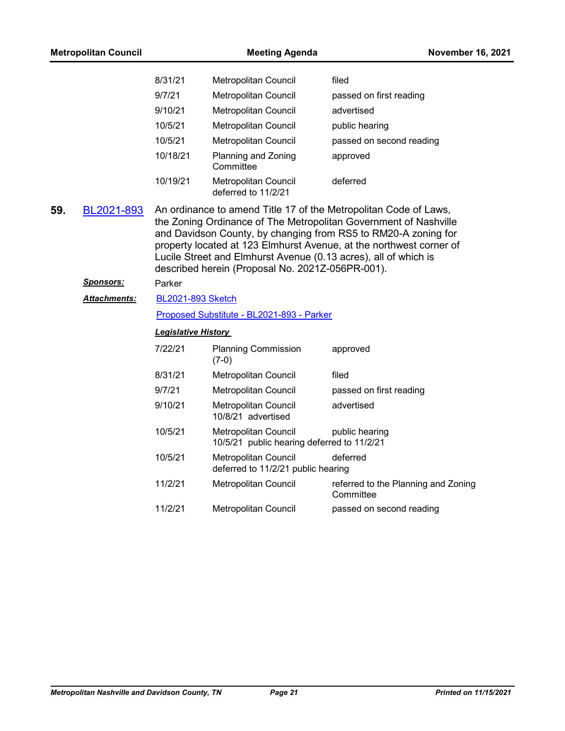| | | |
|---|---|---|
| 8/31/21 | Metropolitan Council | filed |
| 9/7/21 | Metropolitan Council | passed on first reading |
| 9/10/21 | Metropolitan Council | advertised |
| 10/5/21 | Metropolitan Council | public hearing |
| 10/5/21 | Metropolitan Council | passed on second reading |
| 10/18/21 | Planning and Zoning Committee | approved |
| 10/19/21 | Metropolitan Council deferred to 11/2/21 | deferred |

**59.** BL2021-893 An ordinance to amend Title 17 of the Metropolitan Code of Laws, the Zoning Ordinance of The Metropolitan Government of Nashville and Davidson County, by changing from RS5 to RM20-A zoning for property located at 123 Elmhurst Avenue, at the northwest corner of Lucile Street and Elmhurst Avenue (0.13 acres), all of which is described herein (Proposal No. 2021Z-056PR-001).

***Sponsors:*** Parker

***Attachments:*** BL2021-893 Sketch

Proposed Substitute - BL2021-893 - Parker

***Legislative History***

| | | |
|---|---|---|
| 7/22/21 | Planning Commission (7-0) | approved |
| 8/31/21 | Metropolitan Council | filed |
| 9/7/21 | Metropolitan Council | passed on first reading |
| 9/10/21 | Metropolitan Council 10/8/21 advertised | advertised |
| 10/5/21 | Metropolitan Council 10/5/21 public hearing deferred to 11/2/21 | public hearing |
| 10/5/21 | Metropolitan Council deferred to 11/2/21 public hearing | deferred |
| 11/2/21 | Metropolitan Council | referred to the Planning and Zoning Committee |
| 11/2/21 | Metropolitan Council | passed on second reading |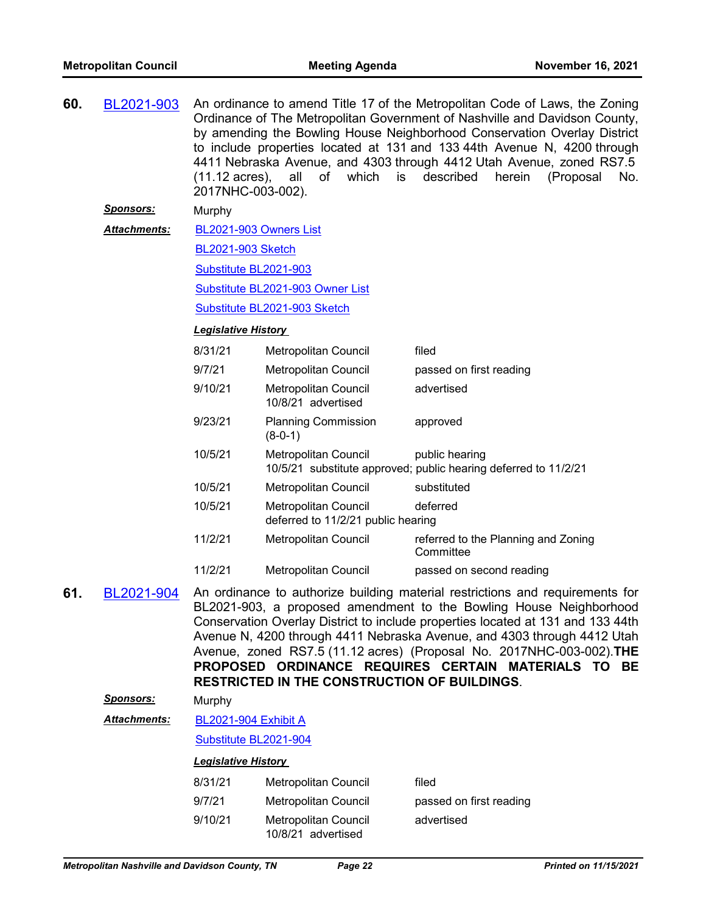**60.** BL2021-903 An ordinance to amend Title 17 of the Metropolitan Code of Laws, the Zoning Ordinance of The Metropolitan Government of Nashville and Davidson County, by amending the Bowling House Neighborhood Conservation Overlay District to include properties located at 131 and 133 44th Avenue N, 4200 through 4411 Nebraska Avenue, and 4303 through 4412 Utah Avenue, zoned RS7.5 (11.12 acres), all of which is described herein (Proposal No. 2017NHC-003-002).

***Sponsors:*** Murphy

***Attachments:*** BL2021-903 Owners List

BL2021-903 Sketch

Substitute BL2021-903

Substitute BL2021-903 Owner List

Substitute BL2021-903 Sketch

***Legislative History***

| | | |
|---|---|---|
| 8/31/21 | Metropolitan Council | filed |
| 9/7/21 | Metropolitan Council | passed on first reading |
| 9/10/21 | Metropolitan Council<br>10/8/21 advertised | advertised |
| 9/23/21 | Planning Commission<br>(8-0-1) | approved |
| 10/5/21 | Metropolitan Council<br>10/5/21 substitute approved; public hearing deferred to 11/2/21 | public hearing |
| 10/5/21 | Metropolitan Council | substituted |
| 10/5/21 | Metropolitan Council<br>deferred to 11/2/21 public hearing | deferred |
| 11/2/21 | Metropolitan Council | referred to the Planning and Zoning Committee |
| 11/2/21 | Metropolitan Council | passed on second reading |

**61.** BL2021-904 An ordinance to authorize building material restrictions and requirements for BL2021-903, a proposed amendment to the Bowling House Neighborhood Conservation Overlay District to include properties located at 131 and 133 44th Avenue N, 4200 through 4411 Nebraska Avenue, and 4303 through 4412 Utah Avenue, zoned RS7.5 (11.12 acres) (Proposal No. 2017NHC-003-002).**THE PROPOSED ORDINANCE REQUIRES CERTAIN MATERIALS TO BE RESTRICTED IN THE CONSTRUCTION OF BUILDINGS**.

***Sponsors:*** Murphy

***Attachments:*** BL2021-904 Exhibit A

Substitute BL2021-904

***Legislative History***

| | | |
|---|---|---|
| 8/31/21 | Metropolitan Council | filed |
| 9/7/21 | Metropolitan Council | passed on first reading |
| 9/10/21 | Metropolitan Council<br>10/8/21 advertised | advertised |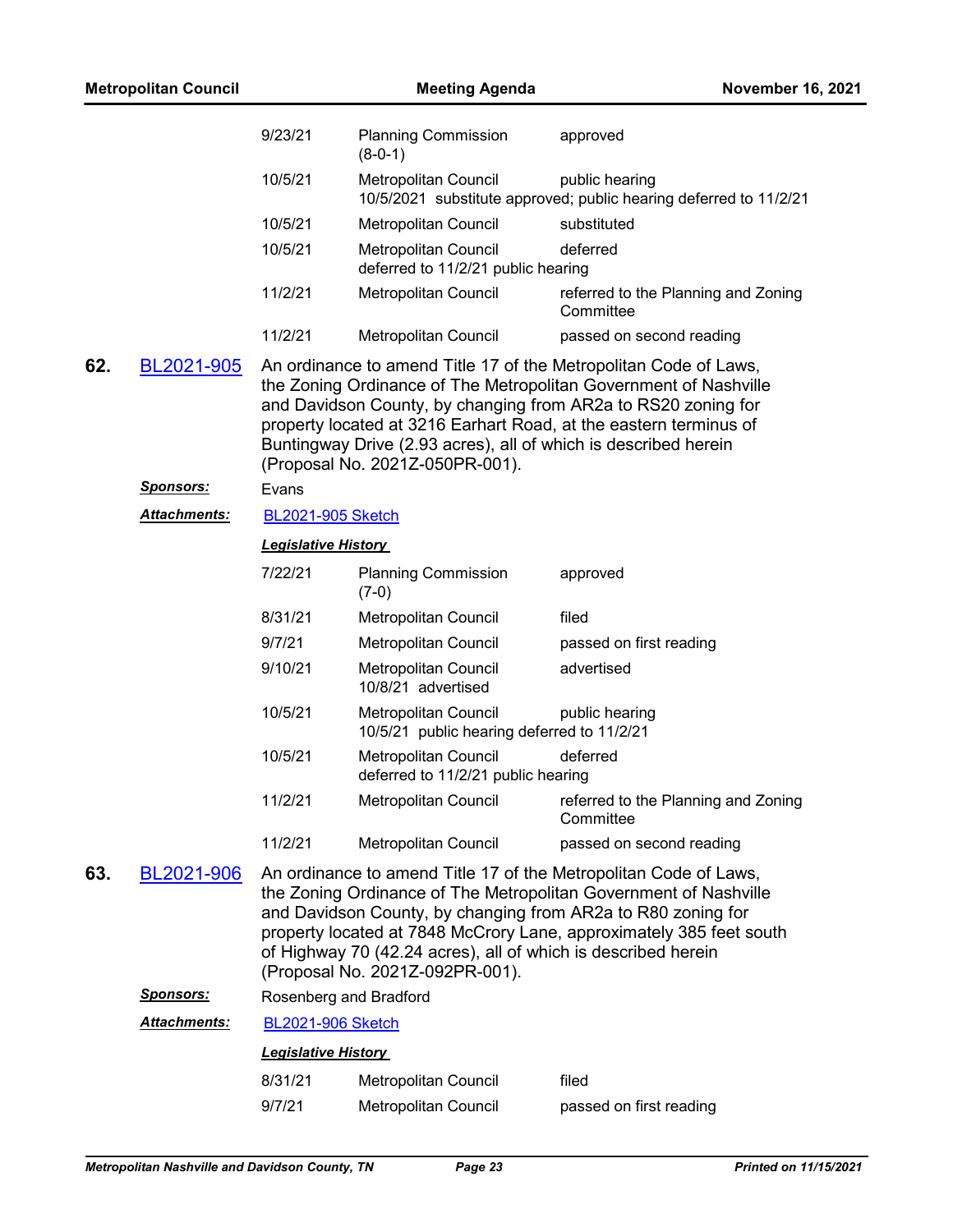| | | |
|---|---|---|
| 9/23/21 | Planning Commission (8-0-1) | approved |
| 10/5/21 | Metropolitan Council<br>10/5/2021 substitute approved; public hearing deferred to 11/2/21 | public hearing |
| 10/5/21 | Metropolitan Council | substituted |
| 10/5/21 | Metropolitan Council<br>deferred to 11/2/21 public hearing | deferred |
| 11/2/21 | Metropolitan Council | referred to the Planning and Zoning Committee |
| 11/2/21 | Metropolitan Council | passed on second reading |

**62.** BL2021-905

An ordinance to amend Title 17 of the Metropolitan Code of Laws, the Zoning Ordinance of The Metropolitan Government of Nashville and Davidson County, by changing from AR2a to RS20 zoning for property located at 3216 Earhart Road, at the eastern terminus of Buntingway Drive (2.93 acres), all of which is described herein (Proposal No. 2021Z-050PR-001).

***Sponsors:*** Evans

***Attachments:*** BL2021-905 Sketch

***Legislative History***

| | | |
|---|---|---|
| 7/22/21 | Planning Commission (7-0) | approved |
| 8/31/21 | Metropolitan Council | filed |
| 9/7/21 | Metropolitan Council | passed on first reading |
| 9/10/21 | Metropolitan Council<br>10/8/21 advertised | advertised |
| 10/5/21 | Metropolitan Council<br>10/5/21 public hearing deferred to 11/2/21 | public hearing |
| 10/5/21 | Metropolitan Council<br>deferred to 11/2/21 public hearing | deferred |
| 11/2/21 | Metropolitan Council | referred to the Planning and Zoning Committee |
| 11/2/21 | Metropolitan Council | passed on second reading |

**63.** BL2021-906

An ordinance to amend Title 17 of the Metropolitan Code of Laws, the Zoning Ordinance of The Metropolitan Government of Nashville and Davidson County, by changing from AR2a to R80 zoning for property located at 7848 McCrory Lane, approximately 385 feet south of Highway 70 (42.24 acres), all of which is described herein (Proposal No. 2021Z-092PR-001).

***Sponsors:*** Rosenberg and Bradford

***Attachments:*** BL2021-906 Sketch

***Legislative History***

| | | |
|---|---|---|
| 8/31/21 | Metropolitan Council | filed |
| 9/7/21 | Metropolitan Council | passed on first reading |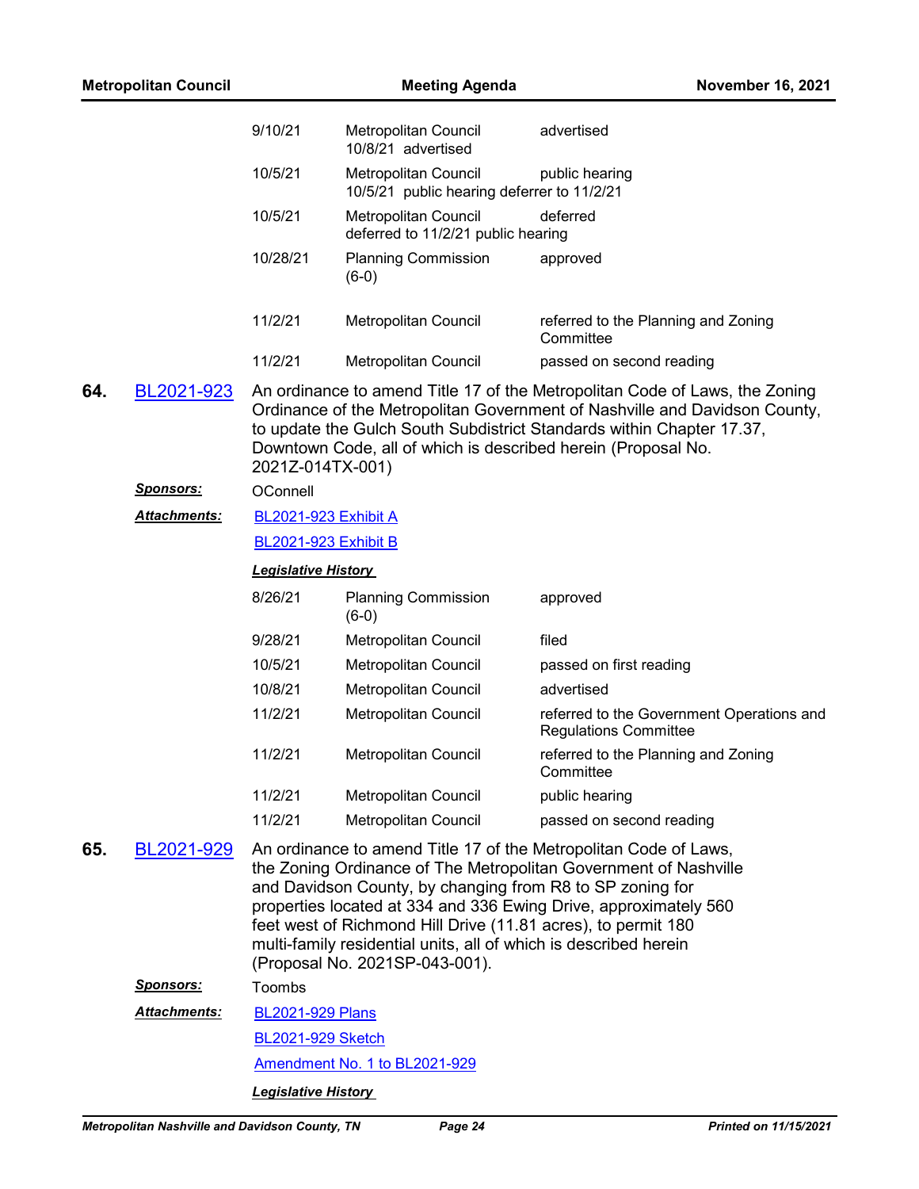| | | |
|---|---|---|
| 9/10/21 | Metropolitan Council<br>10/8/21 advertised | advertised |
| 10/5/21 | Metropolitan Council<br>10/5/21 public hearing deferrer to 11/2/21 | public hearing |
| 10/5/21 | Metropolitan Council<br>deferred to 11/2/21 public hearing | deferred |
| 10/28/21 | Planning Commission<br>(6-0) | approved |
| 11/2/21 | Metropolitan Council | referred to the Planning and Zoning Committee |
| 11/2/21 | Metropolitan Council | passed on second reading |

**64.** BL2021-923

An ordinance to amend Title 17 of the Metropolitan Code of Laws, the Zoning Ordinance of the Metropolitan Government of Nashville and Davidson County, to update the Gulch South Subdistrict Standards within Chapter 17.37, Downtown Code, all of which is described herein (Proposal No. 2021Z-014TX-001)

***Sponsors:*** OConnell

***Attachments:*** BL2021-923 Exhibit A

BL2021-923 Exhibit B

***Legislative History***

| | | |
|---|---|---|
| 8/26/21 | Planning Commission<br>(6-0) | approved |
| 9/28/21 | Metropolitan Council | filed |
| 10/5/21 | Metropolitan Council | passed on first reading |
| 10/8/21 | Metropolitan Council | advertised |
| 11/2/21 | Metropolitan Council | referred to the Government Operations and Regulations Committee |
| 11/2/21 | Metropolitan Council | referred to the Planning and Zoning Committee |
| 11/2/21 | Metropolitan Council | public hearing |
| 11/2/21 | Metropolitan Council | passed on second reading |

**65.** BL2021-929

An ordinance to amend Title 17 of the Metropolitan Code of Laws, the Zoning Ordinance of The Metropolitan Government of Nashville and Davidson County, by changing from R8 to SP zoning for properties located at 334 and 336 Ewing Drive, approximately 560 feet west of Richmond Hill Drive (11.81 acres), to permit 180 multi-family residential units, all of which is described herein (Proposal No. 2021SP-043-001).

***Sponsors:*** Toombs

***Attachments:*** BL2021-929 Plans

BL2021-929 Sketch

Amendment No. 1 to BL2021-929

***Legislative History***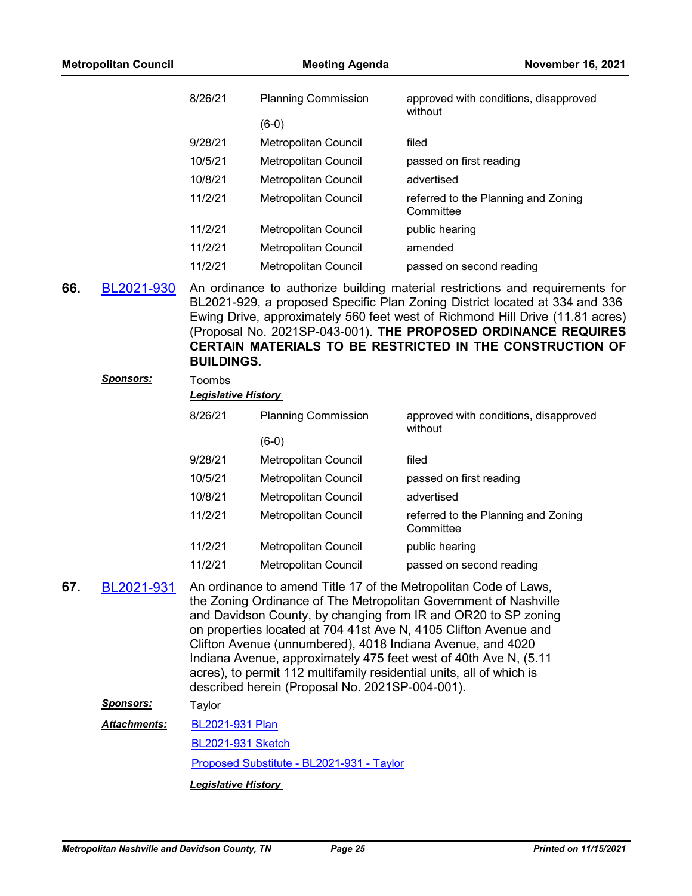| | | |
|---|---|---|
| 8/26/21 | Planning Commission (6-0) | approved with conditions, disapproved without |
| 9/28/21 | Metropolitan Council | filed |
| 10/5/21 | Metropolitan Council | passed on first reading |
| 10/8/21 | Metropolitan Council | advertised |
| 11/2/21 | Metropolitan Council | referred to the Planning and Zoning Committee |
| 11/2/21 | Metropolitan Council | public hearing |
| 11/2/21 | Metropolitan Council | amended |
| 11/2/21 | Metropolitan Council | passed on second reading |

**66.** BL2021-930 An ordinance to authorize building material restrictions and requirements for BL2021-929, a proposed Specific Plan Zoning District located at 334 and 336 Ewing Drive, approximately 560 feet west of Richmond Hill Drive (11.81 acres) (Proposal No. 2021SP-043-001). **THE PROPOSED ORDINANCE REQUIRES CERTAIN MATERIALS TO BE RESTRICTED IN THE CONSTRUCTION OF BUILDINGS.**

***Sponsors:*** Toombs

***Legislative History***

| | | |
|---|---|---|
| 8/26/21 | Planning Commission (6-0) | approved with conditions, disapproved without |
| 9/28/21 | Metropolitan Council | filed |
| 10/5/21 | Metropolitan Council | passed on first reading |
| 10/8/21 | Metropolitan Council | advertised |
| 11/2/21 | Metropolitan Council | referred to the Planning and Zoning Committee |
| 11/2/21 | Metropolitan Council | public hearing |
| 11/2/21 | Metropolitan Council | passed on second reading |

**67.** BL2021-931 An ordinance to amend Title 17 of the Metropolitan Code of Laws, the Zoning Ordinance of The Metropolitan Government of Nashville and Davidson County, by changing from IR and OR20 to SP zoning on properties located at 704 41st Ave N, 4105 Clifton Avenue and Clifton Avenue (unnumbered), 4018 Indiana Avenue, and 4020 Indiana Avenue, approximately 475 feet west of 40th Ave N, (5.11 acres), to permit 112 multifamily residential units, all of which is described herein (Proposal No. 2021SP-004-001).

***Sponsors:*** Taylor

***Attachments:*** BL2021-931 Plan

BL2021-931 Sketch

Proposed Substitute - BL2021-931 - Taylor

***Legislative History***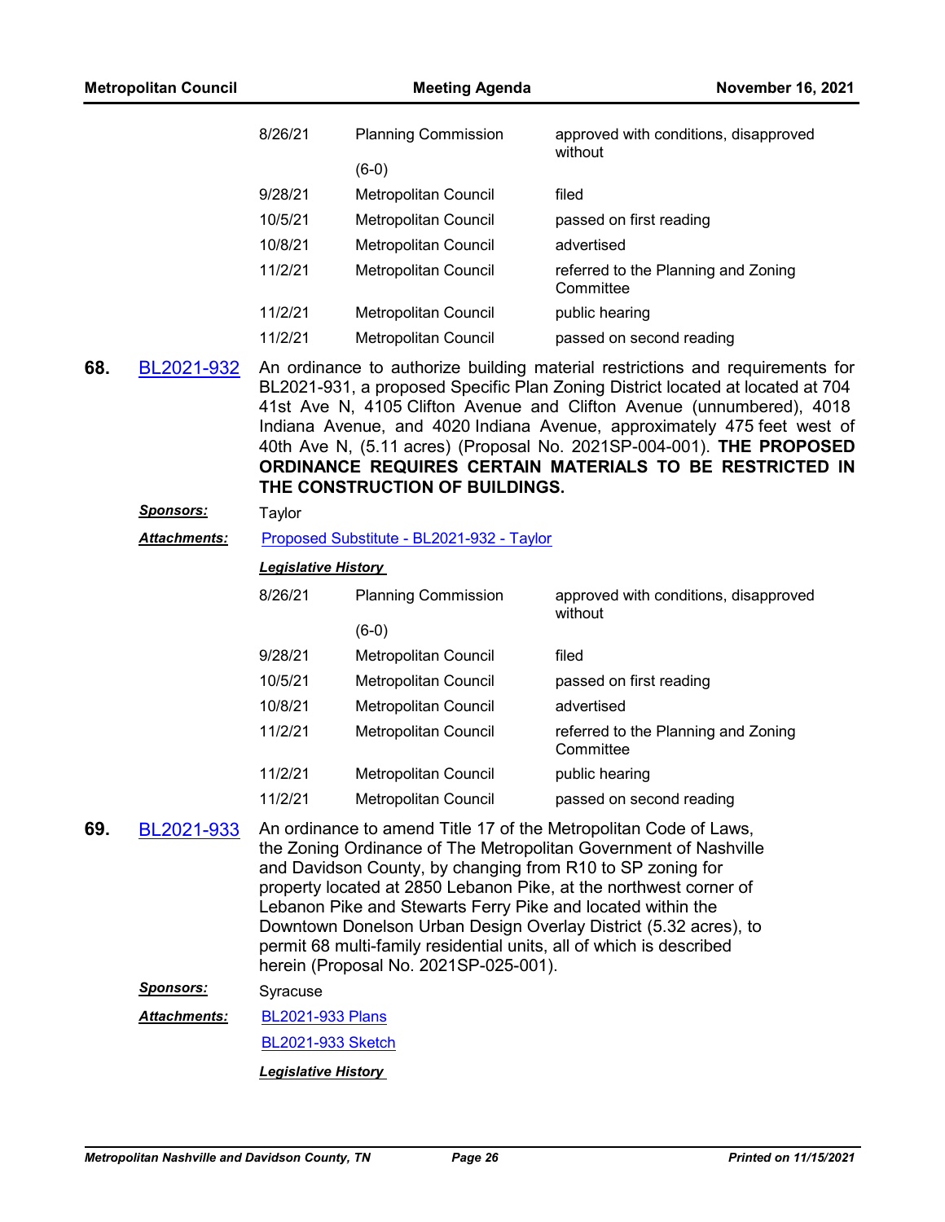| | | |
|---|---|---|
| 8/26/21 | Planning Commission (6-0) | approved with conditions, disapproved without |
| 9/28/21 | Metropolitan Council | filed |
| 10/5/21 | Metropolitan Council | passed on first reading |
| 10/8/21 | Metropolitan Council | advertised |
| 11/2/21 | Metropolitan Council | referred to the Planning and Zoning Committee |
| 11/2/21 | Metropolitan Council | public hearing |
| 11/2/21 | Metropolitan Council | passed on second reading |

**68.** BL2021-932

An ordinance to authorize building material restrictions and requirements for BL2021-931, a proposed Specific Plan Zoning District located at located at 704 41st Ave N, 4105 Clifton Avenue and Clifton Avenue (unnumbered), 4018 Indiana Avenue, and 4020 Indiana Avenue, approximately 475 feet west of 40th Ave N, (5.11 acres) (Proposal No. 2021SP-004-001). **THE PROPOSED ORDINANCE REQUIRES CERTAIN MATERIALS TO BE RESTRICTED IN THE CONSTRUCTION OF BUILDINGS.**

***Sponsors:*** Taylor

***Attachments:*** Proposed Substitute - BL2021-932 - Taylor

***Legislative History***

| | | |
|---|---|---|
| 8/26/21 | Planning Commission (6-0) | approved with conditions, disapproved without |
| 9/28/21 | Metropolitan Council | filed |
| 10/5/21 | Metropolitan Council | passed on first reading |
| 10/8/21 | Metropolitan Council | advertised |
| 11/2/21 | Metropolitan Council | referred to the Planning and Zoning Committee |
| 11/2/21 | Metropolitan Council | public hearing |
| 11/2/21 | Metropolitan Council | passed on second reading |

**69.** BL2021-933

An ordinance to amend Title 17 of the Metropolitan Code of Laws, the Zoning Ordinance of The Metropolitan Government of Nashville and Davidson County, by changing from R10 to SP zoning for property located at 2850 Lebanon Pike, at the northwest corner of Lebanon Pike and Stewarts Ferry Pike and located within the Downtown Donelson Urban Design Overlay District (5.32 acres), to permit 68 multi-family residential units, all of which is described herein (Proposal No. 2021SP-025-001).

***Sponsors:*** Syracuse

***Attachments:*** BL2021-933 Plans

BL2021-933 Sketch

***Legislative History***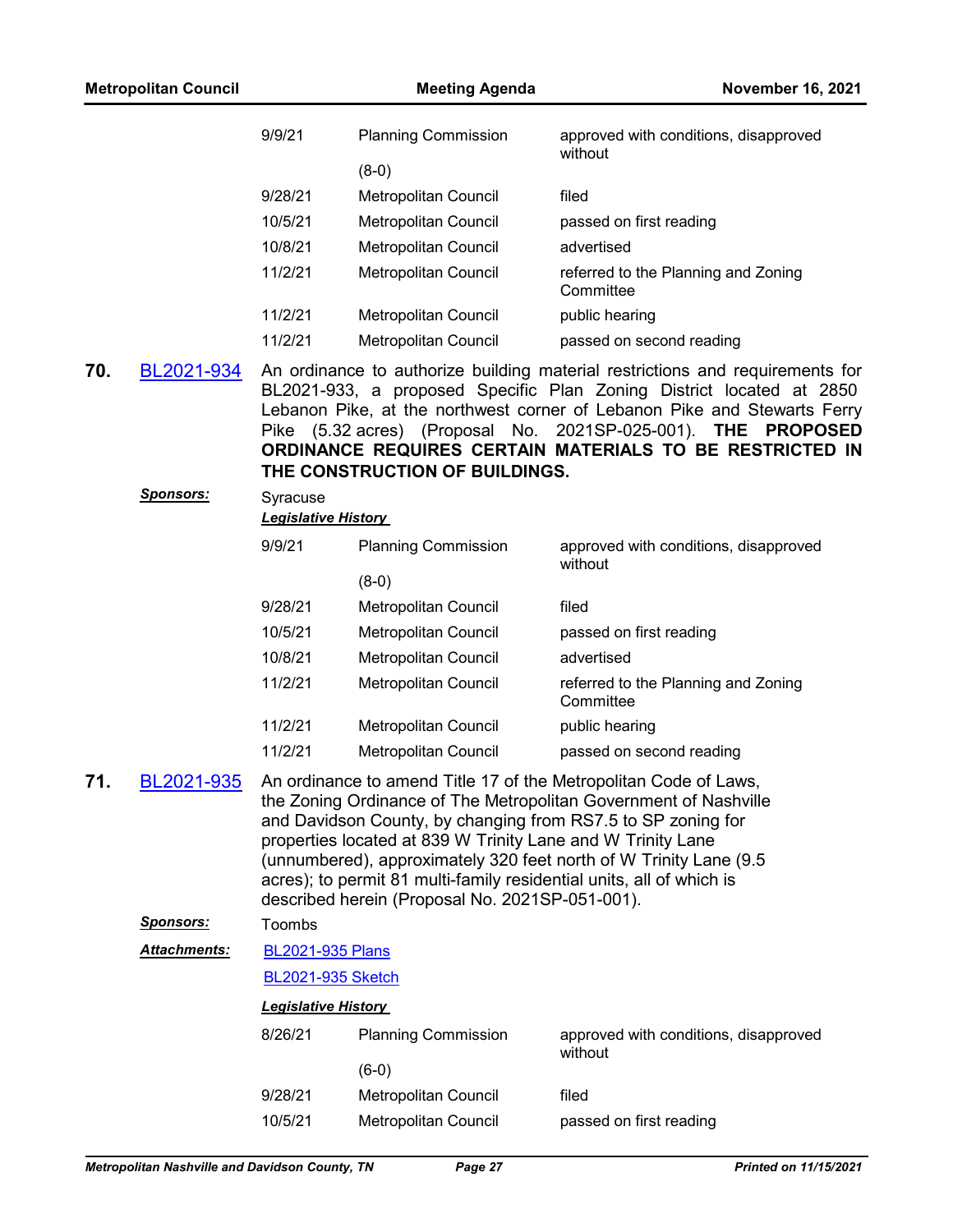| | | |
|---|---|---|
| 9/9/21 | Planning Commission (8-0) | approved with conditions, disapproved without |
| 9/28/21 | Metropolitan Council | filed |
| 10/5/21 | Metropolitan Council | passed on first reading |
| 10/8/21 | Metropolitan Council | advertised |
| 11/2/21 | Metropolitan Council | referred to the Planning and Zoning Committee |
| 11/2/21 | Metropolitan Council | public hearing |
| 11/2/21 | Metropolitan Council | passed on second reading |

**70.** BL2021-934 An ordinance to authorize building material restrictions and requirements for BL2021-933, a proposed Specific Plan Zoning District located at 2850 Lebanon Pike, at the northwest corner of Lebanon Pike and Stewarts Ferry Pike (5.32 acres) (Proposal No. 2021SP-025-001). **THE PROPOSED ORDINANCE REQUIRES CERTAIN MATERIALS TO BE RESTRICTED IN THE CONSTRUCTION OF BUILDINGS.**

***Sponsors:*** Syracuse

***Legislative History***

| | | |
|---|---|---|
| 9/9/21 | Planning Commission (8-0) | approved with conditions, disapproved without |
| 9/28/21 | Metropolitan Council | filed |
| 10/5/21 | Metropolitan Council | passed on first reading |
| 10/8/21 | Metropolitan Council | advertised |
| 11/2/21 | Metropolitan Council | referred to the Planning and Zoning Committee |
| 11/2/21 | Metropolitan Council | public hearing |
| 11/2/21 | Metropolitan Council | passed on second reading |

**71.** BL2021-935 An ordinance to amend Title 17 of the Metropolitan Code of Laws, the Zoning Ordinance of The Metropolitan Government of Nashville and Davidson County, by changing from RS7.5 to SP zoning for properties located at 839 W Trinity Lane and W Trinity Lane (unnumbered), approximately 320 feet north of W Trinity Lane (9.5 acres); to permit 81 multi-family residential units, all of which is described herein (Proposal No. 2021SP-051-001).

***Sponsors:*** Toombs

***Attachments:*** BL2021-935 Plans

BL2021-935 Sketch

***Legislative History***

| | | |
|---|---|---|
| 8/26/21 | Planning Commission (6-0) | approved with conditions, disapproved without |
| 9/28/21 | Metropolitan Council | filed |
| 10/5/21 | Metropolitan Council | passed on first reading |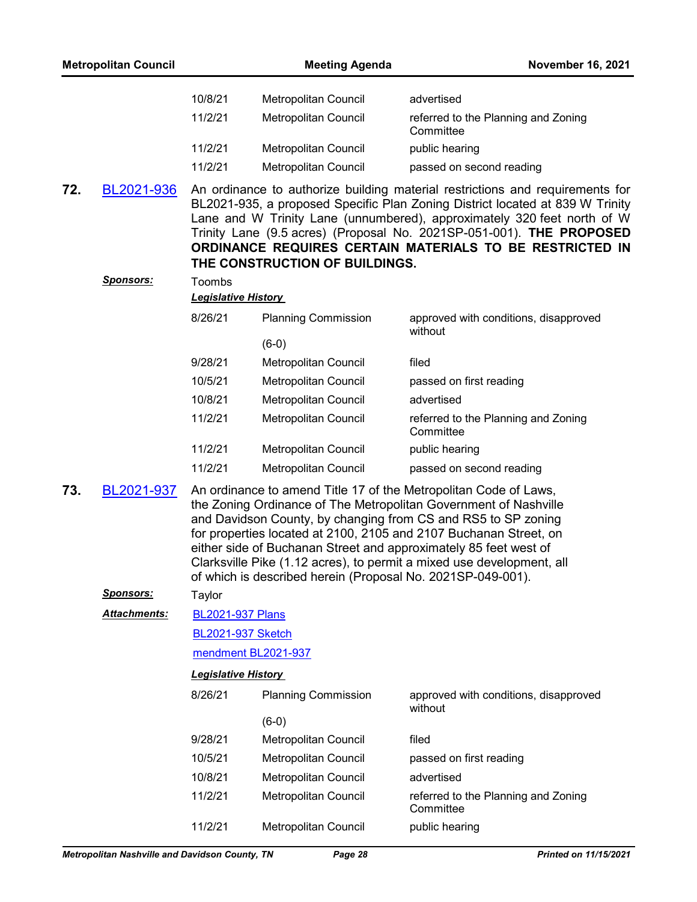| | | |
|---|---|---|
| 10/8/21 | Metropolitan Council | advertised |
| 11/2/21 | Metropolitan Council | referred to the Planning and Zoning Committee |
| 11/2/21 | Metropolitan Council | public hearing |
| 11/2/21 | Metropolitan Council | passed on second reading |

**72.** BL2021-936

An ordinance to authorize building material restrictions and requirements for BL2021-935, a proposed Specific Plan Zoning District located at 839 W Trinity Lane and W Trinity Lane (unnumbered), approximately 320 feet north of W Trinity Lane (9.5 acres) (Proposal No. 2021SP-051-001). **THE PROPOSED ORDINANCE REQUIRES CERTAIN MATERIALS TO BE RESTRICTED IN THE CONSTRUCTION OF BUILDINGS.**

***Sponsors:*** Toombs

***Legislative History***

| | | |
|---|---|---|
| 8/26/21 | Planning Commission (6-0) | approved with conditions, disapproved without |
| 9/28/21 | Metropolitan Council | filed |
| 10/5/21 | Metropolitan Council | passed on first reading |
| 10/8/21 | Metropolitan Council | advertised |
| 11/2/21 | Metropolitan Council | referred to the Planning and Zoning Committee |
| 11/2/21 | Metropolitan Council | public hearing |
| 11/2/21 | Metropolitan Council | passed on second reading |

**73.** BL2021-937

An ordinance to amend Title 17 of the Metropolitan Code of Laws, the Zoning Ordinance of The Metropolitan Government of Nashville and Davidson County, by changing from CS and RS5 to SP zoning for properties located at 2100, 2105 and 2107 Buchanan Street, on either side of Buchanan Street and approximately 85 feet west of Clarksville Pike (1.12 acres), to permit a mixed use development, all of which is described herein (Proposal No. 2021SP-049-001).

***Sponsors:*** Taylor

***Attachments:*** BL2021-937 Plans

BL2021-937 Sketch

mendment BL2021-937

***Legislative History***

| | | |
|---|---|---|
| 8/26/21 | Planning Commission (6-0) | approved with conditions, disapproved without |
| 9/28/21 | Metropolitan Council | filed |
| 10/5/21 | Metropolitan Council | passed on first reading |
| 10/8/21 | Metropolitan Council | advertised |
| 11/2/21 | Metropolitan Council | referred to the Planning and Zoning Committee |
| 11/2/21 | Metropolitan Council | public hearing |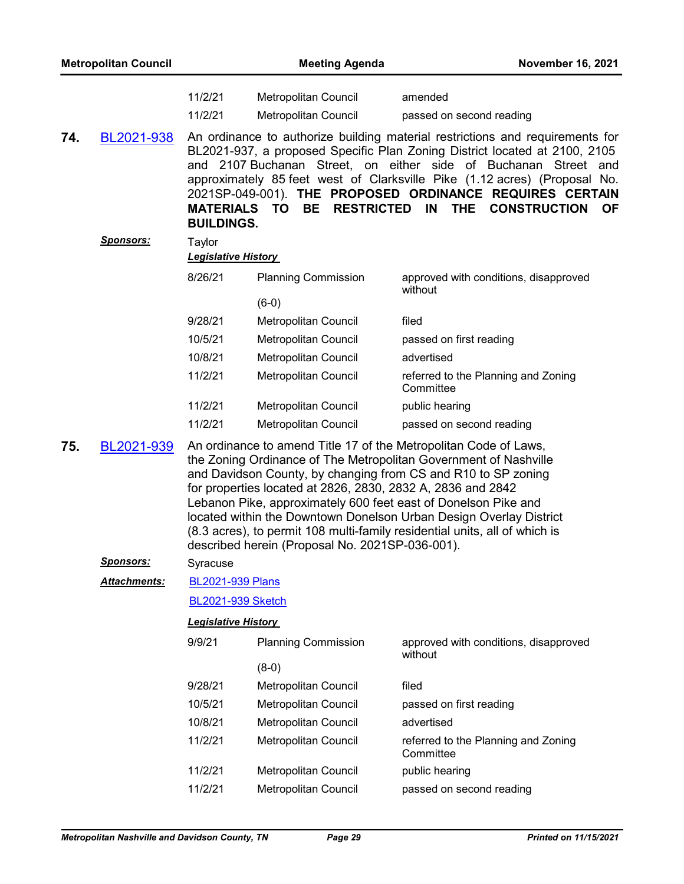| | | |
|---|---|---|
| 11/2/21 | Metropolitan Council | amended |
| 11/2/21 | Metropolitan Council | passed on second reading |

**74.** BL2021-938 An ordinance to authorize building material restrictions and requirements for BL2021-937, a proposed Specific Plan Zoning District located at 2100, 2105 and 2107 Buchanan Street, on either side of Buchanan Street and approximately 85 feet west of Clarksville Pike (1.12 acres) (Proposal No. 2021SP-049-001). **THE PROPOSED ORDINANCE REQUIRES CERTAIN MATERIALS TO BE RESTRICTED IN THE CONSTRUCTION OF BUILDINGS.**

***Sponsors:*** Taylor

***Legislative History***

| | | |
|---|---|---|
| 8/26/21 | Planning Commission (6-0) | approved with conditions, disapproved without |
| 9/28/21 | Metropolitan Council | filed |
| 10/5/21 | Metropolitan Council | passed on first reading |
| 10/8/21 | Metropolitan Council | advertised |
| 11/2/21 | Metropolitan Council | referred to the Planning and Zoning Committee |
| 11/2/21 | Metropolitan Council | public hearing |
| 11/2/21 | Metropolitan Council | passed on second reading |

**75.** BL2021-939 An ordinance to amend Title 17 of the Metropolitan Code of Laws, the Zoning Ordinance of The Metropolitan Government of Nashville and Davidson County, by changing from CS and R10 to SP zoning for properties located at 2826, 2830, 2832 A, 2836 and 2842 Lebanon Pike, approximately 600 feet east of Donelson Pike and located within the Downtown Donelson Urban Design Overlay District (8.3 acres), to permit 108 multi-family residential units, all of which is described herein (Proposal No. 2021SP-036-001).

***Sponsors:*** Syracuse

***Attachments:*** BL2021-939 Plans

BL2021-939 Sketch

***Legislative History***

| | | |
|---|---|---|
| 9/9/21 | Planning Commission (8-0) | approved with conditions, disapproved without |
| 9/28/21 | Metropolitan Council | filed |
| 10/5/21 | Metropolitan Council | passed on first reading |
| 10/8/21 | Metropolitan Council | advertised |
| 11/2/21 | Metropolitan Council | referred to the Planning and Zoning Committee |
| 11/2/21 | Metropolitan Council | public hearing |
| 11/2/21 | Metropolitan Council | passed on second reading |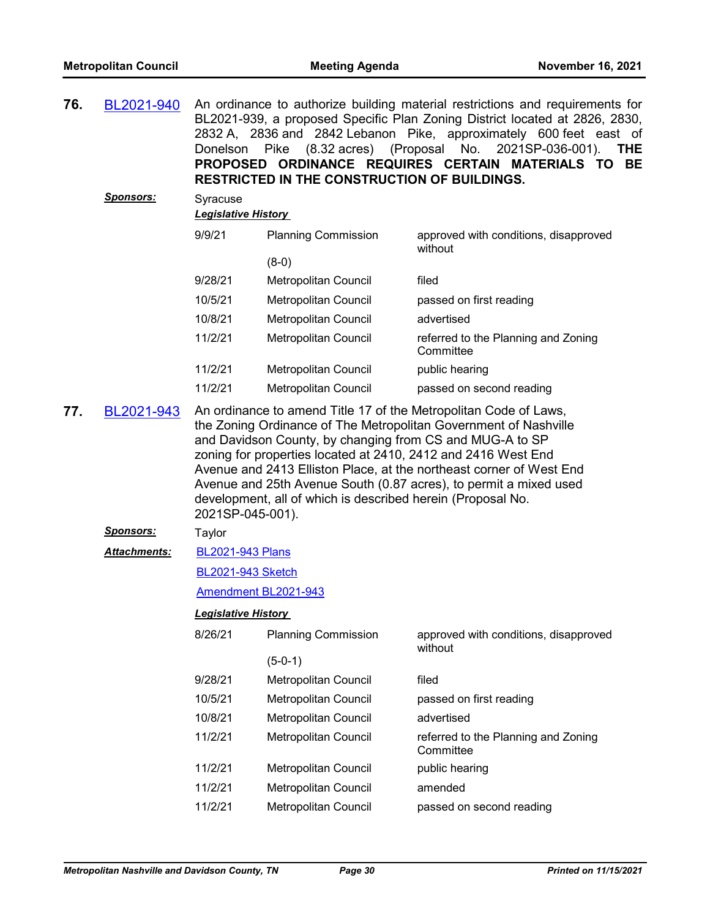**76.** BL2021-940 An ordinance to authorize building material restrictions and requirements for BL2021-939, a proposed Specific Plan Zoning District located at 2826, 2830, 2832 A, 2836 and 2842 Lebanon Pike, approximately 600 feet east of Donelson Pike (8.32 acres) (Proposal No. 2021SP-036-001). **THE PROPOSED ORDINANCE REQUIRES CERTAIN MATERIALS TO BE RESTRICTED IN THE CONSTRUCTION OF BUILDINGS.**

***Sponsors:*** Syracuse

***Legislative History***

| | | |
|---|---|---|
| 9/9/21 | Planning Commission (8-0) | approved with conditions, disapproved without |
| 9/28/21 | Metropolitan Council | filed |
| 10/5/21 | Metropolitan Council | passed on first reading |
| 10/8/21 | Metropolitan Council | advertised |
| 11/2/21 | Metropolitan Council | referred to the Planning and Zoning Committee |
| 11/2/21 | Metropolitan Council | public hearing |
| 11/2/21 | Metropolitan Council | passed on second reading |

**77.** BL2021-943 An ordinance to amend Title 17 of the Metropolitan Code of Laws, the Zoning Ordinance of The Metropolitan Government of Nashville and Davidson County, by changing from CS and MUG-A to SP zoning for properties located at 2410, 2412 and 2416 West End Avenue and 2413 Elliston Place, at the northeast corner of West End Avenue and 25th Avenue South (0.87 acres), to permit a mixed used development, all of which is described herein (Proposal No. 2021SP-045-001).

***Sponsors:*** Taylor

***Attachments:*** BL2021-943 Plans

BL2021-943 Sketch

Amendment BL2021-943

***Legislative History***

| | | |
|---|---|---|
| 8/26/21 | Planning Commission (5-0-1) | approved with conditions, disapproved without |
| 9/28/21 | Metropolitan Council | filed |
| 10/5/21 | Metropolitan Council | passed on first reading |
| 10/8/21 | Metropolitan Council | advertised |
| 11/2/21 | Metropolitan Council | referred to the Planning and Zoning Committee |
| 11/2/21 | Metropolitan Council | public hearing |
| 11/2/21 | Metropolitan Council | amended |
| 11/2/21 | Metropolitan Council | passed on second reading |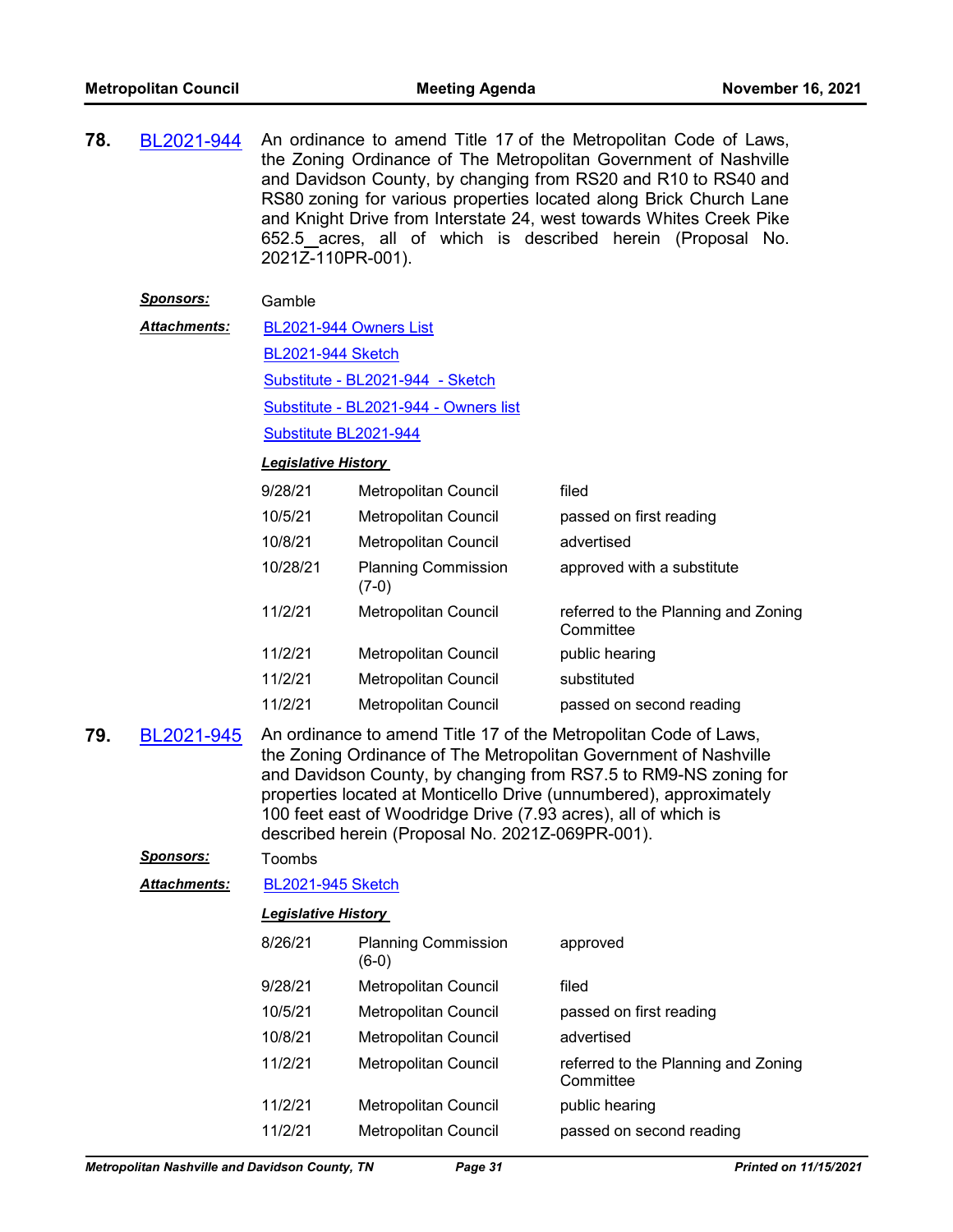**78.** BL2021-944 An ordinance to amend Title 17 of the Metropolitan Code of Laws, the Zoning Ordinance of The Metropolitan Government of Nashville and Davidson County, by changing from RS20 and R10 to RS40 and RS80 zoning for various properties located along Brick Church Lane and Knight Drive from Interstate 24, west towards Whites Creek Pike 652.5 acres, all of which is described herein (Proposal No. 2021Z-110PR-001).

***Sponsors:*** Gamble

***Attachments:*** BL2021-944 Owners List

BL2021-944 Sketch

Substitute - BL2021-944 - Sketch

Substitute - BL2021-944 - Owners list

Substitute BL2021-944

***Legislative History***

| Date | Body | Action |
|---|---|---|
| 9/28/21 | Metropolitan Council | filed |
| 10/5/21 | Metropolitan Council | passed on first reading |
| 10/8/21 | Metropolitan Council | advertised |
| 10/28/21 | Planning Commission (7-0) | approved with a substitute |
| 11/2/21 | Metropolitan Council | referred to the Planning and Zoning Committee |
| 11/2/21 | Metropolitan Council | public hearing |
| 11/2/21 | Metropolitan Council | substituted |
| 11/2/21 | Metropolitan Council | passed on second reading |

**79.** BL2021-945 An ordinance to amend Title 17 of the Metropolitan Code of Laws, the Zoning Ordinance of The Metropolitan Government of Nashville and Davidson County, by changing from RS7.5 to RM9-NS zoning for properties located at Monticello Drive (unnumbered), approximately 100 feet east of Woodridge Drive (7.93 acres), all of which is described herein (Proposal No. 2021Z-069PR-001).

***Sponsors:*** Toombs

***Attachments:*** BL2021-945 Sketch

***Legislative History***

| Date | Body | Action |
|---|---|---|
| 8/26/21 | Planning Commission (6-0) | approved |
| 9/28/21 | Metropolitan Council | filed |
| 10/5/21 | Metropolitan Council | passed on first reading |
| 10/8/21 | Metropolitan Council | advertised |
| 11/2/21 | Metropolitan Council | referred to the Planning and Zoning Committee |
| 11/2/21 | Metropolitan Council | public hearing |
| 11/2/21 | Metropolitan Council | passed on second reading |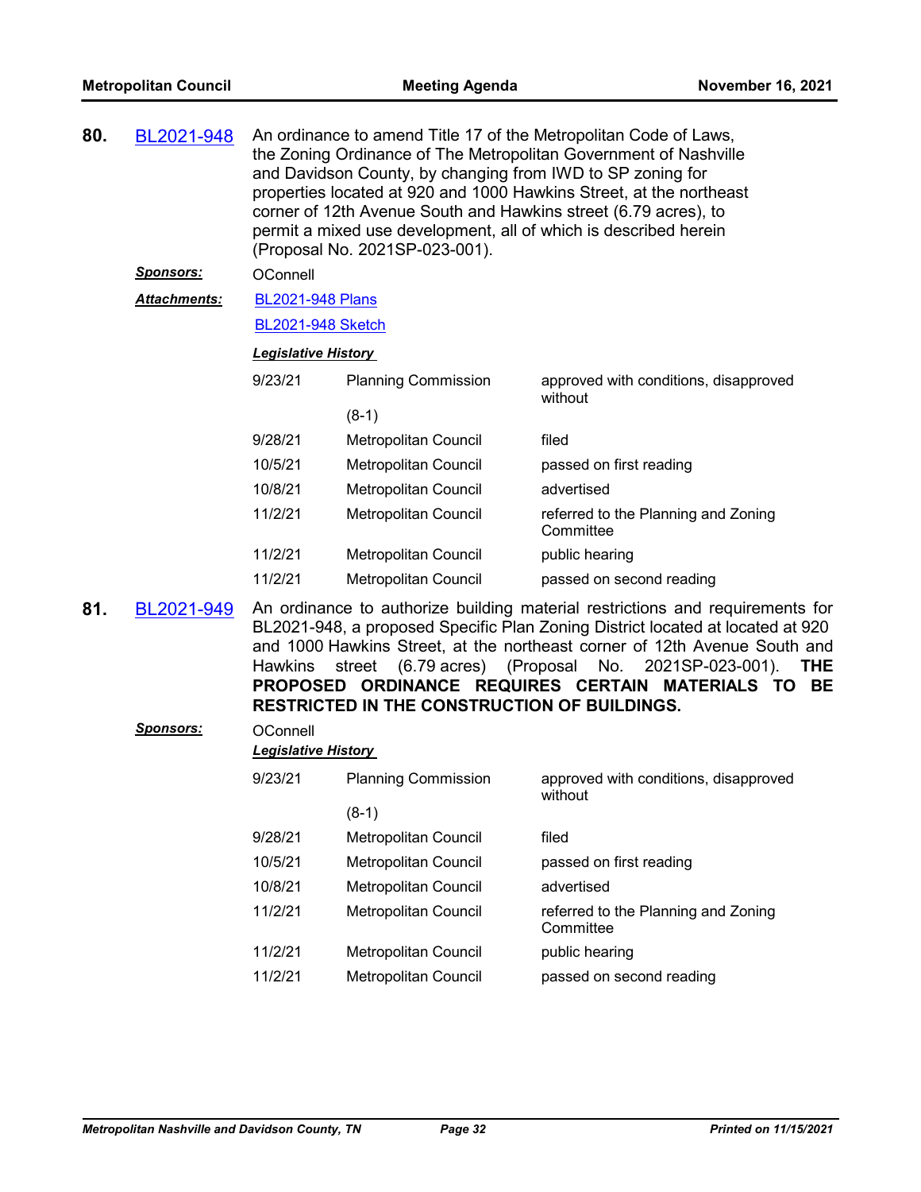**80.** BL2021-948 An ordinance to amend Title 17 of the Metropolitan Code of Laws, the Zoning Ordinance of The Metropolitan Government of Nashville and Davidson County, by changing from IWD to SP zoning for properties located at 920 and 1000 Hawkins Street, at the northeast corner of 12th Avenue South and Hawkins street (6.79 acres), to permit a mixed use development, all of which is described herein (Proposal No. 2021SP-023-001).

***Sponsors:*** OConnell

***Attachments:*** BL2021-948 Plans

BL2021-948 Sketch

***Legislative History***

| | | |
|---|---|---|
| 9/23/21 | Planning Commission (8-1) | approved with conditions, disapproved without |
| 9/28/21 | Metropolitan Council | filed |
| 10/5/21 | Metropolitan Council | passed on first reading |
| 10/8/21 | Metropolitan Council | advertised |
| 11/2/21 | Metropolitan Council | referred to the Planning and Zoning Committee |
| 11/2/21 | Metropolitan Council | public hearing |
| 11/2/21 | Metropolitan Council | passed on second reading |

**81.** BL2021-949 An ordinance to authorize building material restrictions and requirements for BL2021-948, a proposed Specific Plan Zoning District located at located at 920 and 1000 Hawkins Street, at the northeast corner of 12th Avenue South and Hawkins street (6.79 acres) (Proposal No. 2021SP-023-001). **THE PROPOSED ORDINANCE REQUIRES CERTAIN MATERIALS TO BE RESTRICTED IN THE CONSTRUCTION OF BUILDINGS.**

***Sponsors:*** OConnell

***Legislative History***

| | | |
|---|---|---|
| 9/23/21 | Planning Commission (8-1) | approved with conditions, disapproved without |
| 9/28/21 | Metropolitan Council | filed |
| 10/5/21 | Metropolitan Council | passed on first reading |
| 10/8/21 | Metropolitan Council | advertised |
| 11/2/21 | Metropolitan Council | referred to the Planning and Zoning Committee |
| 11/2/21 | Metropolitan Council | public hearing |
| 11/2/21 | Metropolitan Council | passed on second reading |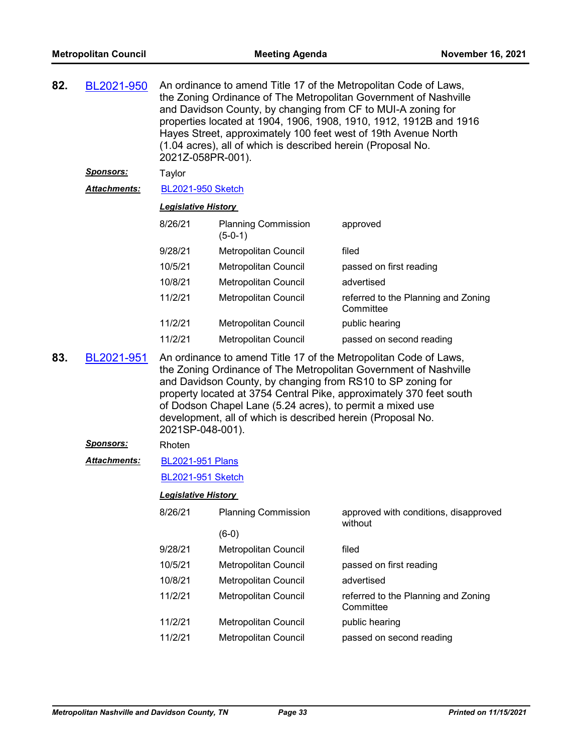**82.** BL2021-950 An ordinance to amend Title 17 of the Metropolitan Code of Laws, the Zoning Ordinance of The Metropolitan Government of Nashville and Davidson County, by changing from CF to MUI-A zoning for properties located at 1904, 1906, 1908, 1910, 1912, 1912B and 1916 Hayes Street, approximately 100 feet west of 19th Avenue North (1.04 acres), all of which is described herein (Proposal No. 2021Z-058PR-001).

***Sponsors:*** Taylor

***Attachments:*** BL2021-950 Sketch

***Legislative History***

| | | |
|---|---|---|
| 8/26/21 | Planning Commission (5-0-1) | approved |
| 9/28/21 | Metropolitan Council | filed |
| 10/5/21 | Metropolitan Council | passed on first reading |
| 10/8/21 | Metropolitan Council | advertised |
| 11/2/21 | Metropolitan Council | referred to the Planning and Zoning Committee |
| 11/2/21 | Metropolitan Council | public hearing |
| 11/2/21 | Metropolitan Council | passed on second reading |

**83.** BL2021-951 An ordinance to amend Title 17 of the Metropolitan Code of Laws, the Zoning Ordinance of The Metropolitan Government of Nashville and Davidson County, by changing from RS10 to SP zoning for property located at 3754 Central Pike, approximately 370 feet south of Dodson Chapel Lane (5.24 acres), to permit a mixed use development, all of which is described herein (Proposal No. 2021SP-048-001).

***Sponsors:*** Rhoten

***Attachments:*** BL2021-951 Plans

BL2021-951 Sketch

***Legislative History***

| | | |
|---|---|---|
| 8/26/21 | Planning Commission (6-0) | approved with conditions, disapproved without |
| 9/28/21 | Metropolitan Council | filed |
| 10/5/21 | Metropolitan Council | passed on first reading |
| 10/8/21 | Metropolitan Council | advertised |
| 11/2/21 | Metropolitan Council | referred to the Planning and Zoning Committee |
| 11/2/21 | Metropolitan Council | public hearing |
| 11/2/21 | Metropolitan Council | passed on second reading |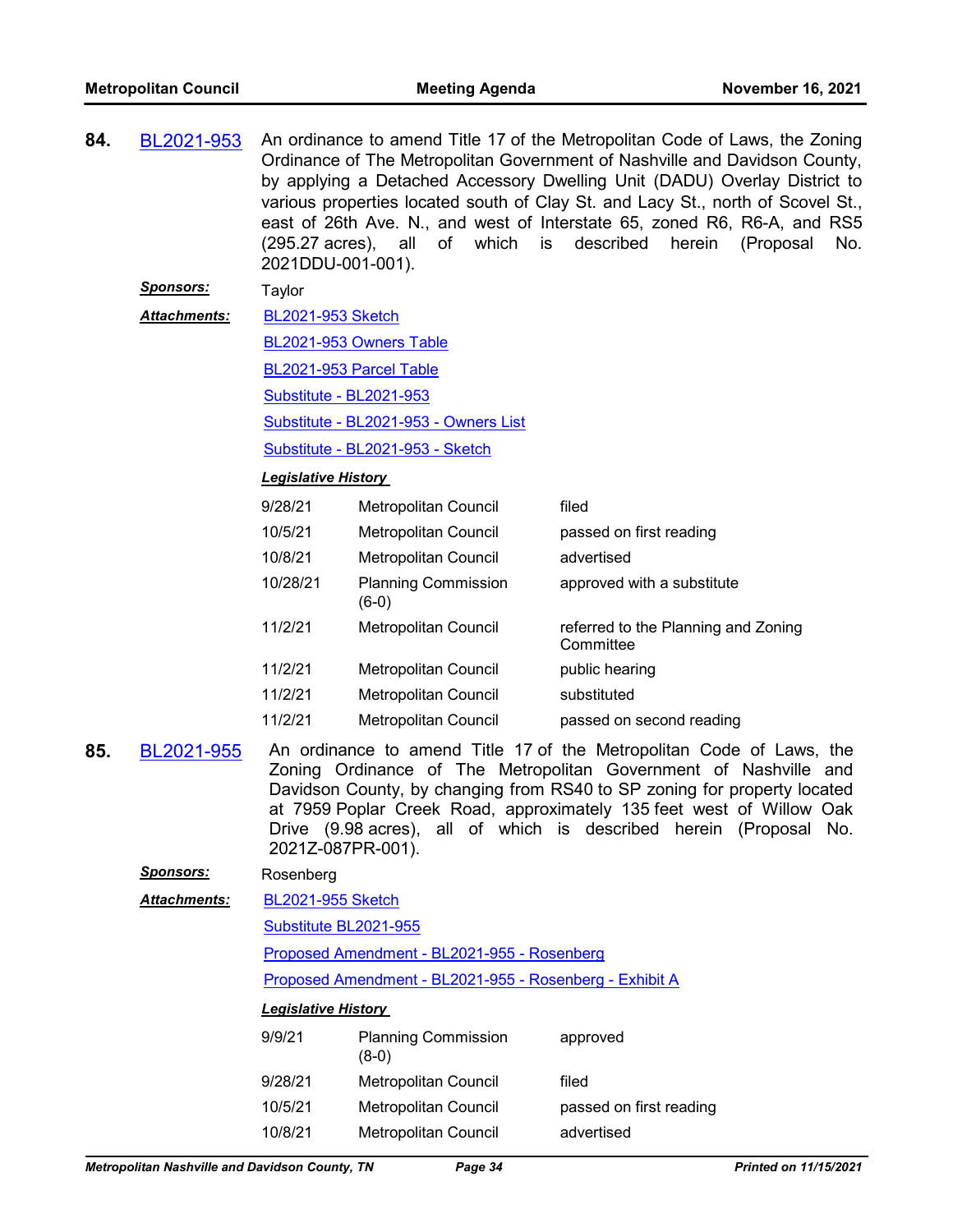**84.** BL2021-953 An ordinance to amend Title 17 of the Metropolitan Code of Laws, the Zoning Ordinance of The Metropolitan Government of Nashville and Davidson County, by applying a Detached Accessory Dwelling Unit (DADU) Overlay District to various properties located south of Clay St. and Lacy St., north of Scovel St., east of 26th Ave. N., and west of Interstate 65, zoned R6, R6-A, and RS5 (295.27 acres), all of which is described herein (Proposal No. 2021DDU-001-001).

***Sponsors:*** Taylor

***Attachments:***
- BL2021-953 Sketch
- BL2021-953 Owners Table
- BL2021-953 Parcel Table
- Substitute - BL2021-953
- Substitute - BL2021-953 - Owners List
- Substitute - BL2021-953 - Sketch

***Legislative History***

| Date | Body | Action |
|---|---|---|
| 9/28/21 | Metropolitan Council | filed |
| 10/5/21 | Metropolitan Council | passed on first reading |
| 10/8/21 | Metropolitan Council | advertised |
| 10/28/21 | Planning Commission (6-0) | approved with a substitute |
| 11/2/21 | Metropolitan Council | referred to the Planning and Zoning Committee |
| 11/2/21 | Metropolitan Council | public hearing |
| 11/2/21 | Metropolitan Council | substituted |
| 11/2/21 | Metropolitan Council | passed on second reading |

**85.** BL2021-955 An ordinance to amend Title 17 of the Metropolitan Code of Laws, the Zoning Ordinance of The Metropolitan Government of Nashville and Davidson County, by changing from RS40 to SP zoning for property located at 7959 Poplar Creek Road, approximately 135 feet west of Willow Oak Drive (9.98 acres), all of which is described herein (Proposal No. 2021Z-087PR-001).

***Sponsors:*** Rosenberg

***Attachments:***
- BL2021-955 Sketch
- Substitute BL2021-955
- Proposed Amendment - BL2021-955 - Rosenberg
- Proposed Amendment - BL2021-955 - Rosenberg - Exhibit A

***Legislative History***

| Date | Body | Action |
|---|---|---|
| 9/9/21 | Planning Commission (8-0) | approved |
| 9/28/21 | Metropolitan Council | filed |
| 10/5/21 | Metropolitan Council | passed on first reading |
| 10/8/21 | Metropolitan Council | advertised |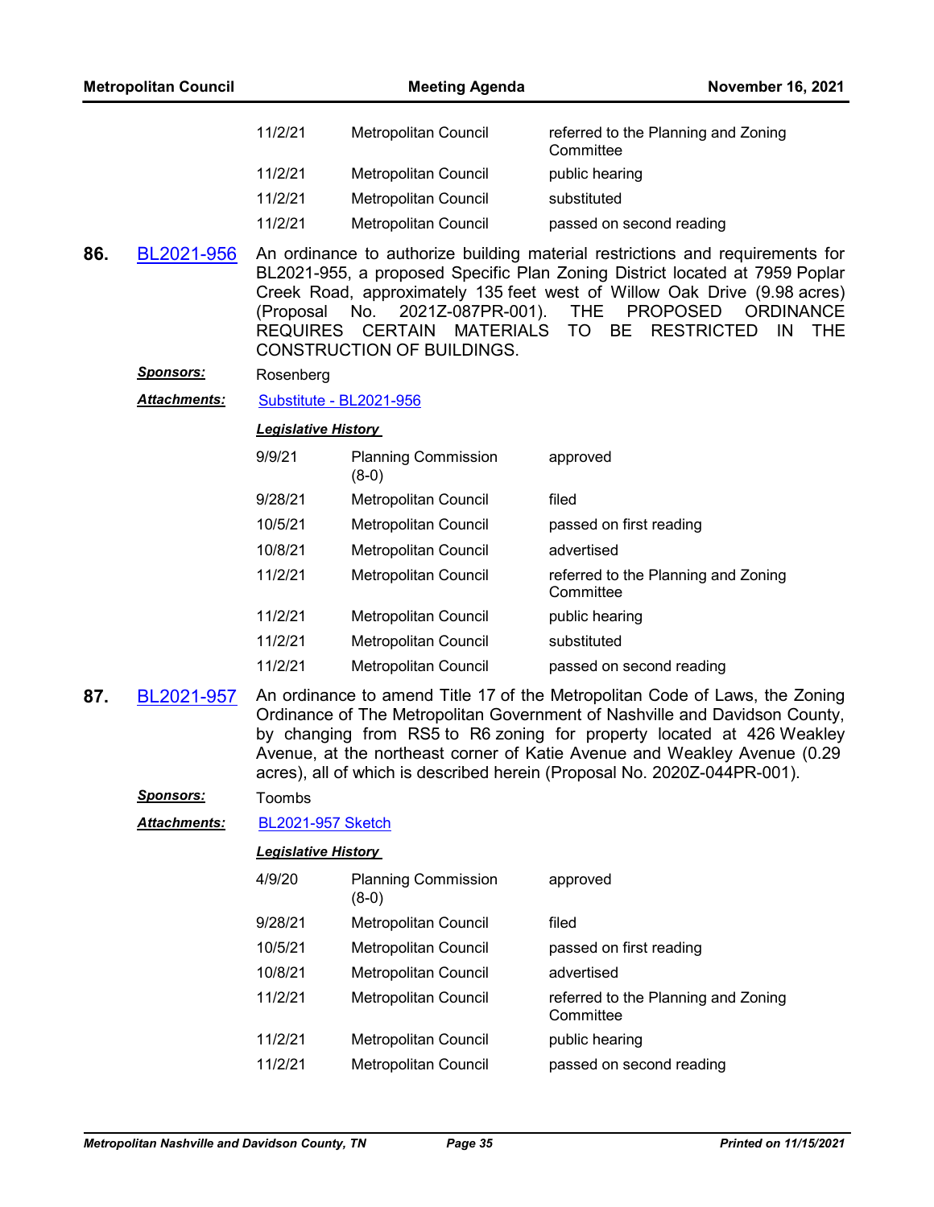| | | |
|---|---|---|
| 11/2/21 | Metropolitan Council | referred to the Planning and Zoning Committee |
| 11/2/21 | Metropolitan Council | public hearing |
| 11/2/21 | Metropolitan Council | substituted |
| 11/2/21 | Metropolitan Council | passed on second reading |

**86.** BL2021-956 An ordinance to authorize building material restrictions and requirements for BL2021-955, a proposed Specific Plan Zoning District located at 7959 Poplar Creek Road, approximately 135 feet west of Willow Oak Drive (9.98 acres) (Proposal No. 2021Z-087PR-001). THE PROPOSED ORDINANCE REQUIRES CERTAIN MATERIALS TO BE RESTRICTED IN THE CONSTRUCTION OF BUILDINGS.

***Sponsors:*** Rosenberg

***Attachments:*** Substitute - BL2021-956

***Legislative History***

| | | |
|---|---|---|
| 9/9/21 | Planning Commission (8-0) | approved |
| 9/28/21 | Metropolitan Council | filed |
| 10/5/21 | Metropolitan Council | passed on first reading |
| 10/8/21 | Metropolitan Council | advertised |
| 11/2/21 | Metropolitan Council | referred to the Planning and Zoning Committee |
| 11/2/21 | Metropolitan Council | public hearing |
| 11/2/21 | Metropolitan Council | substituted |
| 11/2/21 | Metropolitan Council | passed on second reading |

**87.** BL2021-957 An ordinance to amend Title 17 of the Metropolitan Code of Laws, the Zoning Ordinance of The Metropolitan Government of Nashville and Davidson County, by changing from RS5 to R6 zoning for property located at 426 Weakley Avenue, at the northeast corner of Katie Avenue and Weakley Avenue (0.29 acres), all of which is described herein (Proposal No. 2020Z-044PR-001).

***Sponsors:*** Toombs

***Attachments:*** BL2021-957 Sketch

***Legislative History***

| | | |
|---|---|---|
| 4/9/20 | Planning Commission (8-0) | approved |
| 9/28/21 | Metropolitan Council | filed |
| 10/5/21 | Metropolitan Council | passed on first reading |
| 10/8/21 | Metropolitan Council | advertised |
| 11/2/21 | Metropolitan Council | referred to the Planning and Zoning Committee |
| 11/2/21 | Metropolitan Council | public hearing |
| 11/2/21 | Metropolitan Council | passed on second reading |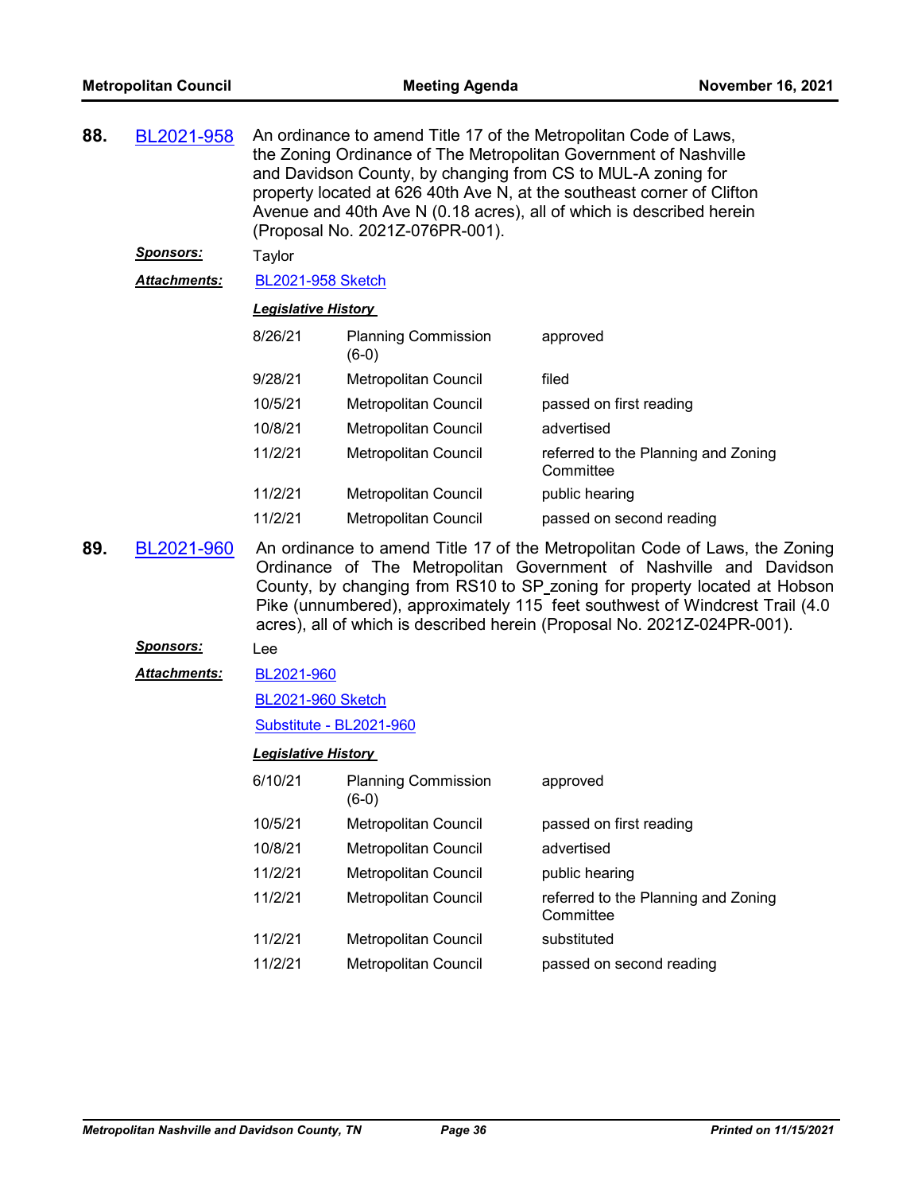**88.** BL2021-958 An ordinance to amend Title 17 of the Metropolitan Code of Laws, the Zoning Ordinance of The Metropolitan Government of Nashville and Davidson County, by changing from CS to MUL-A zoning for property located at 626 40th Ave N, at the southeast corner of Clifton Avenue and 40th Ave N (0.18 acres), all of which is described herein (Proposal No. 2021Z-076PR-001).

***Sponsors:*** Taylor

***Attachments:*** BL2021-958 Sketch

***Legislative History***

| | | |
|---|---|---|
| 8/26/21 | Planning Commission (6-0) | approved |
| 9/28/21 | Metropolitan Council | filed |
| 10/5/21 | Metropolitan Council | passed on first reading |
| 10/8/21 | Metropolitan Council | advertised |
| 11/2/21 | Metropolitan Council | referred to the Planning and Zoning Committee |
| 11/2/21 | Metropolitan Council | public hearing |
| 11/2/21 | Metropolitan Council | passed on second reading |

**89.** BL2021-960 An ordinance to amend Title 17 of the Metropolitan Code of Laws, the Zoning Ordinance of The Metropolitan Government of Nashville and Davidson County, by changing from RS10 to SP zoning for property located at Hobson Pike (unnumbered), approximately 115 feet southwest of Windcrest Trail (4.0 acres), all of which is described herein (Proposal No. 2021Z-024PR-001).

***Sponsors:*** Lee

***Attachments:*** BL2021-960

BL2021-960 Sketch

Substitute - BL2021-960

***Legislative History***

| | | |
|---|---|---|
| 6/10/21 | Planning Commission (6-0) | approved |
| 10/5/21 | Metropolitan Council | passed on first reading |
| 10/8/21 | Metropolitan Council | advertised |
| 11/2/21 | Metropolitan Council | public hearing |
| 11/2/21 | Metropolitan Council | referred to the Planning and Zoning Committee |
| 11/2/21 | Metropolitan Council | substituted |
| 11/2/21 | Metropolitan Council | passed on second reading |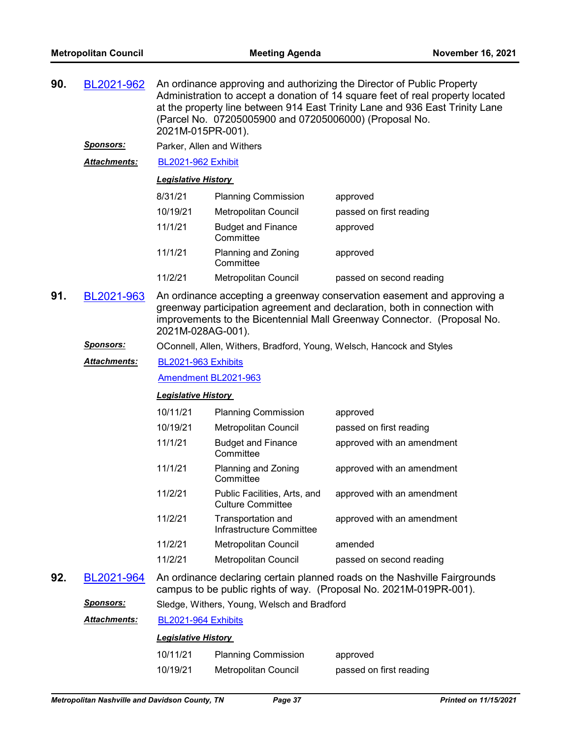**90.** BL2021-962 An ordinance approving and authorizing the Director of Public Property Administration to accept a donation of 14 square feet of real property located at the property line between 914 East Trinity Lane and 936 East Trinity Lane (Parcel No. 07205005900 and 07205006000) (Proposal No. 2021M-015PR-001).

***Sponsors:*** Parker, Allen and Withers

***Attachments:*** BL2021-962 Exhibit

***Legislative History***

| | | |
|---|---|---|
| 8/31/21 | Planning Commission | approved |
| 10/19/21 | Metropolitan Council | passed on first reading |
| 11/1/21 | Budget and Finance Committee | approved |
| 11/1/21 | Planning and Zoning Committee | approved |
| 11/2/21 | Metropolitan Council | passed on second reading |

**91.** BL2021-963 An ordinance accepting a greenway conservation easement and approving a greenway participation agreement and declaration, both in connection with improvements to the Bicentennial Mall Greenway Connector. (Proposal No. 2021M-028AG-001).

***Sponsors:*** OConnell, Allen, Withers, Bradford, Young, Welsch, Hancock and Styles

***Attachments:*** BL2021-963 Exhibits

Amendment BL2021-963

***Legislative History***

| | | |
|---|---|---|
| 10/11/21 | Planning Commission | approved |
| 10/19/21 | Metropolitan Council | passed on first reading |
| 11/1/21 | Budget and Finance Committee | approved with an amendment |
| 11/1/21 | Planning and Zoning Committee | approved with an amendment |
| 11/2/21 | Public Facilities, Arts, and Culture Committee | approved with an amendment |
| 11/2/21 | Transportation and Infrastructure Committee | approved with an amendment |
| 11/2/21 | Metropolitan Council | amended |
| 11/2/21 | Metropolitan Council | passed on second reading |

**92.** BL2021-964 An ordinance declaring certain planned roads on the Nashville Fairgrounds campus to be public rights of way. (Proposal No. 2021M-019PR-001).

***Sponsors:*** Sledge, Withers, Young, Welsch and Bradford

***Attachments:*** BL2021-964 Exhibits

***Legislative History***

| | | |
|---|---|---|
| 10/11/21 | Planning Commission | approved |
| 10/19/21 | Metropolitan Council | passed on first reading |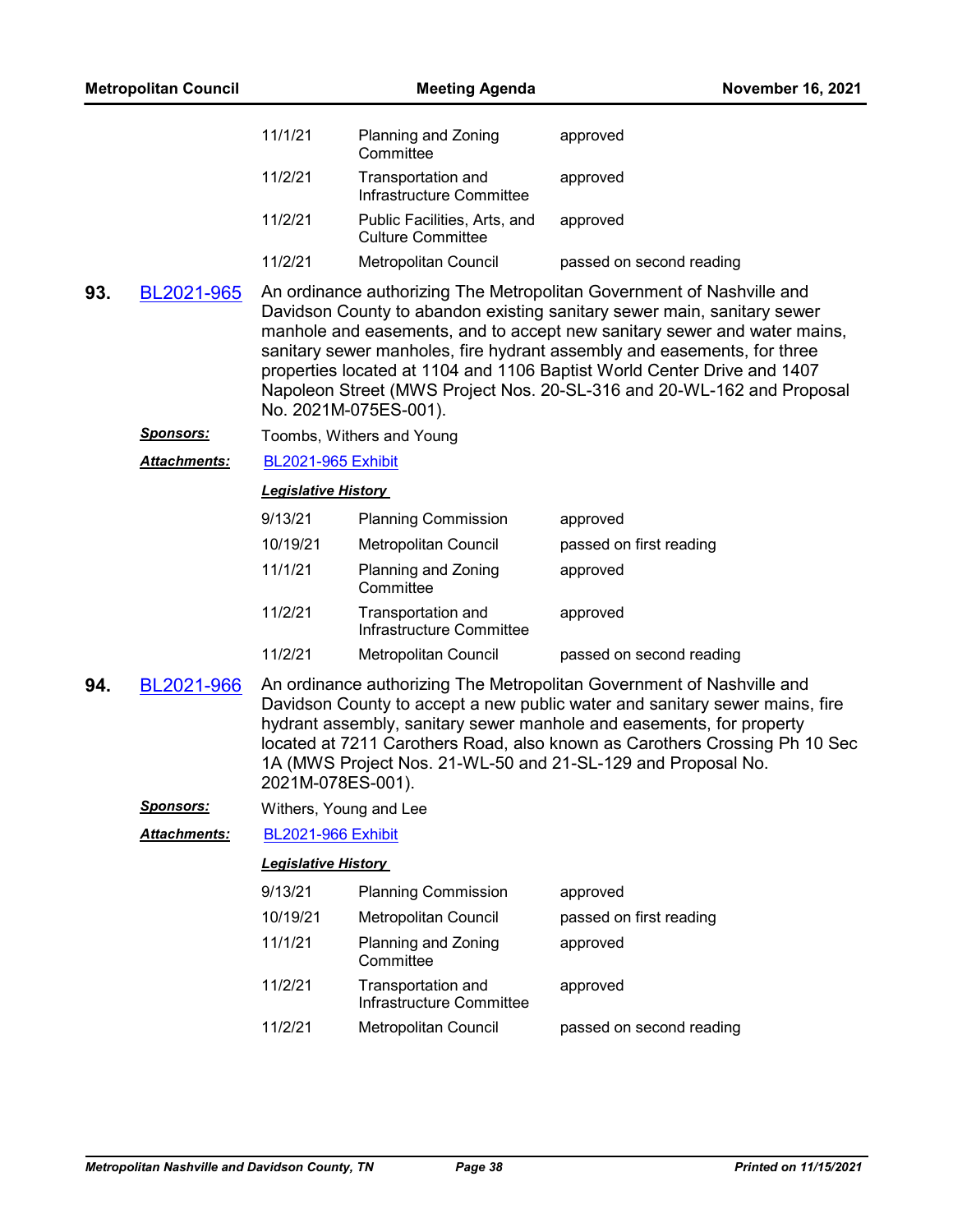| | | |
|---|---|---|
| 11/1/21 | Planning and Zoning Committee | approved |
| 11/2/21 | Transportation and Infrastructure Committee | approved |
| 11/2/21 | Public Facilities, Arts, and Culture Committee | approved |
| 11/2/21 | Metropolitan Council | passed on second reading |

**93.** BL2021-965 An ordinance authorizing The Metropolitan Government of Nashville and Davidson County to abandon existing sanitary sewer main, sanitary sewer manhole and easements, and to accept new sanitary sewer and water mains, sanitary sewer manholes, fire hydrant assembly and easements, for three properties located at 1104 and 1106 Baptist World Center Drive and 1407 Napoleon Street (MWS Project Nos. 20-SL-316 and 20-WL-162 and Proposal No. 2021M-075ES-001).

***Sponsors:*** Toombs, Withers and Young

***Attachments:*** BL2021-965 Exhibit

***Legislative History***

| | | |
|---|---|---|
| 9/13/21 | Planning Commission | approved |
| 10/19/21 | Metropolitan Council | passed on first reading |
| 11/1/21 | Planning and Zoning Committee | approved |
| 11/2/21 | Transportation and Infrastructure Committee | approved |
| 11/2/21 | Metropolitan Council | passed on second reading |

**94.** BL2021-966 An ordinance authorizing The Metropolitan Government of Nashville and Davidson County to accept a new public water and sanitary sewer mains, fire hydrant assembly, sanitary sewer manhole and easements, for property located at 7211 Carothers Road, also known as Carothers Crossing Ph 10 Sec 1A (MWS Project Nos. 21-WL-50 and 21-SL-129 and Proposal No. 2021M-078ES-001).

***Sponsors:*** Withers, Young and Lee

***Attachments:*** BL2021-966 Exhibit

***Legislative History***

| | | |
|---|---|---|
| 9/13/21 | Planning Commission | approved |
| 10/19/21 | Metropolitan Council | passed on first reading |
| 11/1/21 | Planning and Zoning Committee | approved |
| 11/2/21 | Transportation and Infrastructure Committee | approved |
| 11/2/21 | Metropolitan Council | passed on second reading |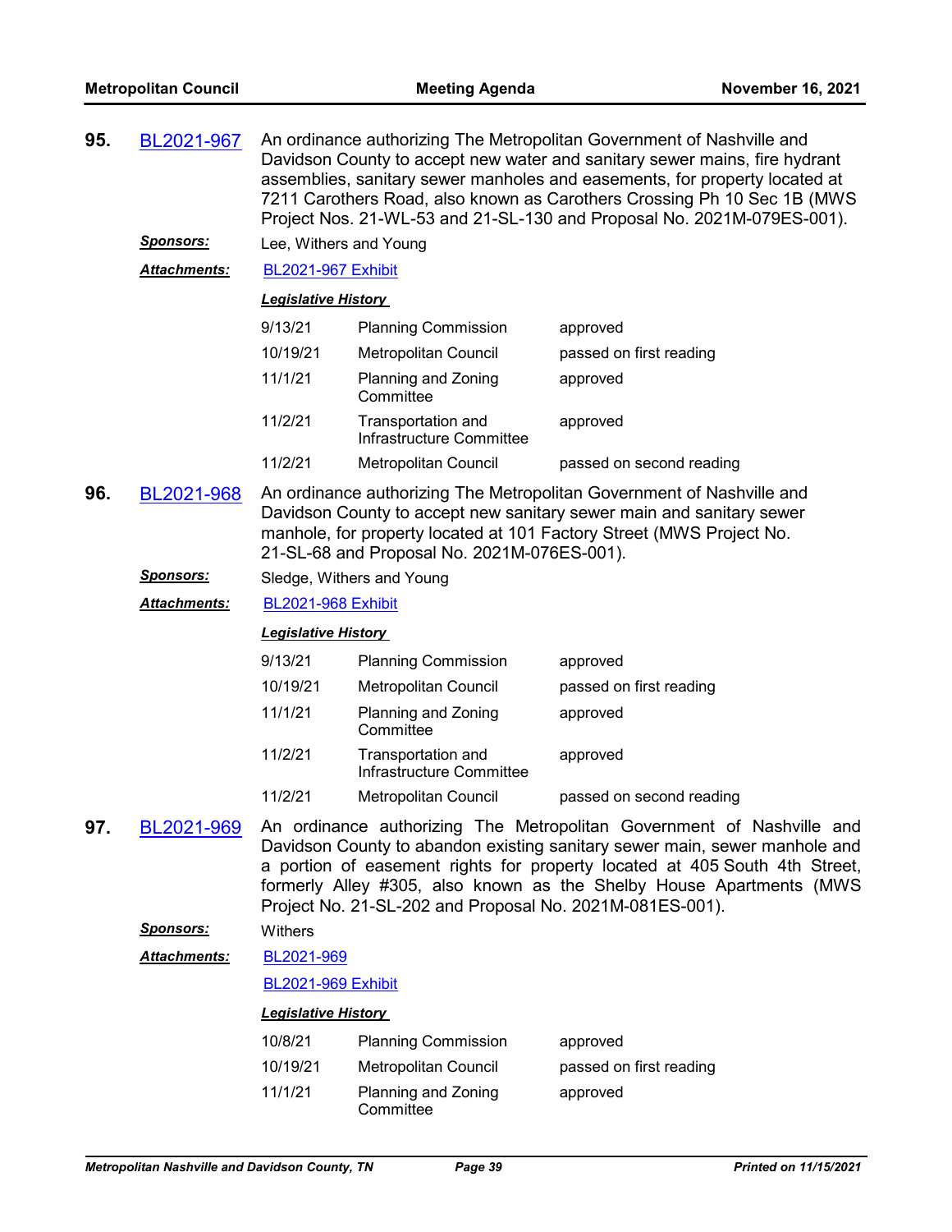**95.** BL2021-967 An ordinance authorizing The Metropolitan Government of Nashville and Davidson County to accept new water and sanitary sewer mains, fire hydrant assemblies, sanitary sewer manholes and easements, for property located at 7211 Carothers Road, also known as Carothers Crossing Ph 10 Sec 1B (MWS Project Nos. 21-WL-53 and 21-SL-130 and Proposal No. 2021M-079ES-001).

***Sponsors:*** Lee, Withers and Young

***Attachments:*** BL2021-967 Exhibit

***Legislative History***

| | | |
|---|---|---|
| 9/13/21 | Planning Commission | approved |
| 10/19/21 | Metropolitan Council | passed on first reading |
| 11/1/21 | Planning and Zoning Committee | approved |
| 11/2/21 | Transportation and Infrastructure Committee | approved |
| 11/2/21 | Metropolitan Council | passed on second reading |

**96.** BL2021-968 An ordinance authorizing The Metropolitan Government of Nashville and Davidson County to accept new sanitary sewer main and sanitary sewer manhole, for property located at 101 Factory Street (MWS Project No. 21-SL-68 and Proposal No. 2021M-076ES-001).

***Sponsors:*** Sledge, Withers and Young

***Attachments:*** BL2021-968 Exhibit

***Legislative History***

| | | |
|---|---|---|
| 9/13/21 | Planning Commission | approved |
| 10/19/21 | Metropolitan Council | passed on first reading |
| 11/1/21 | Planning and Zoning Committee | approved |
| 11/2/21 | Transportation and Infrastructure Committee | approved |
| 11/2/21 | Metropolitan Council | passed on second reading |

**97.** BL2021-969 An ordinance authorizing The Metropolitan Government of Nashville and Davidson County to abandon existing sanitary sewer main, sewer manhole and a portion of easement rights for property located at 405 South 4th Street, formerly Alley #305, also known as the Shelby House Apartments (MWS Project No. 21-SL-202 and Proposal No. 2021M-081ES-001).

***Sponsors:*** Withers

***Attachments:*** BL2021-969

BL2021-969 Exhibit

***Legislative History***

| | | |
|---|---|---|
| 10/8/21 | Planning Commission | approved |
| 10/19/21 | Metropolitan Council | passed on first reading |
| 11/1/21 | Planning and Zoning Committee | approved |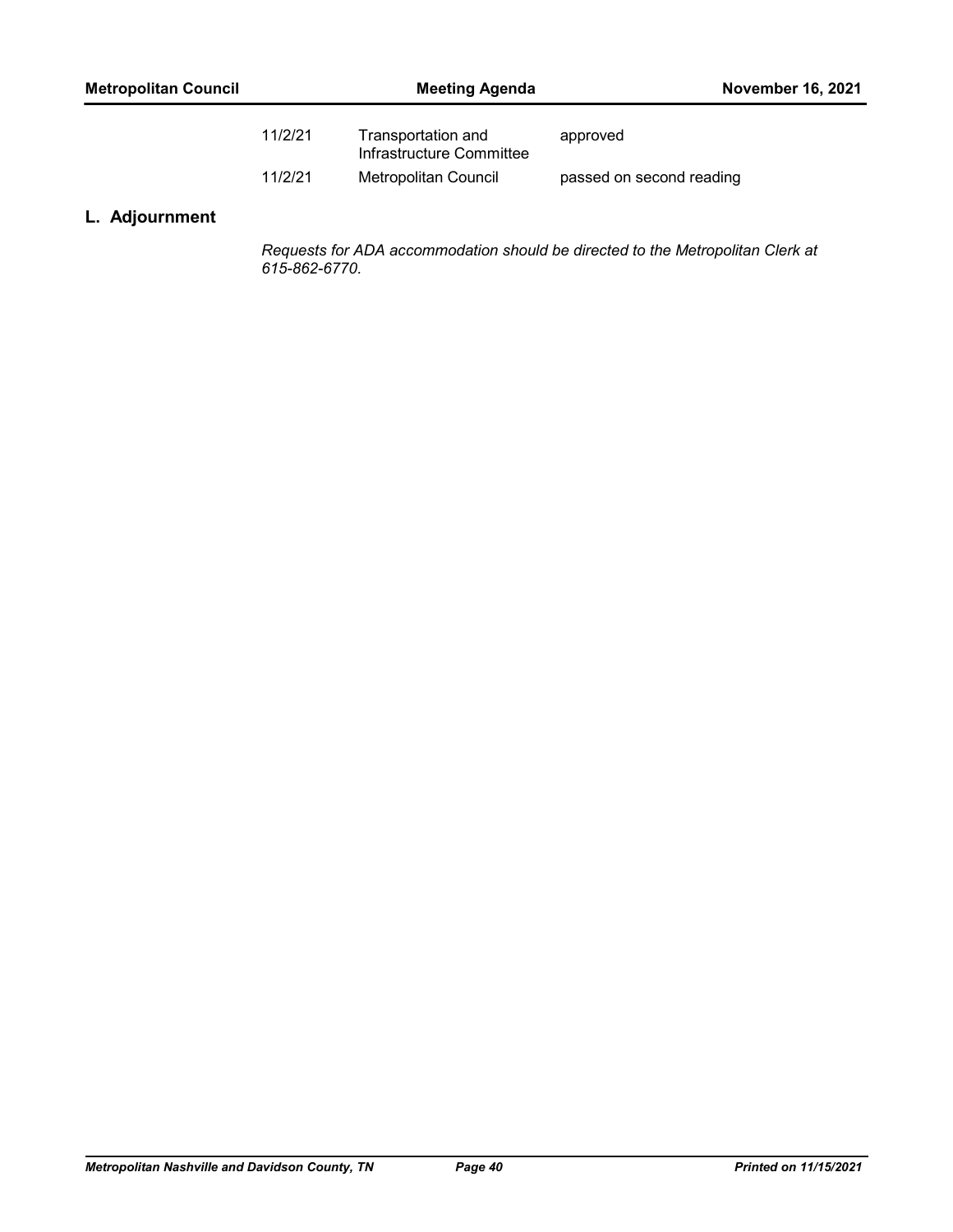| | | |
|---|---|---|
| 11/2/21 | Transportation and Infrastructure Committee | approved |
| 11/2/21 | Metropolitan Council | passed on second reading |

## L. Adjournment

*Requests for ADA accommodation should be directed to the Metropolitan Clerk at 615-862-6770.*